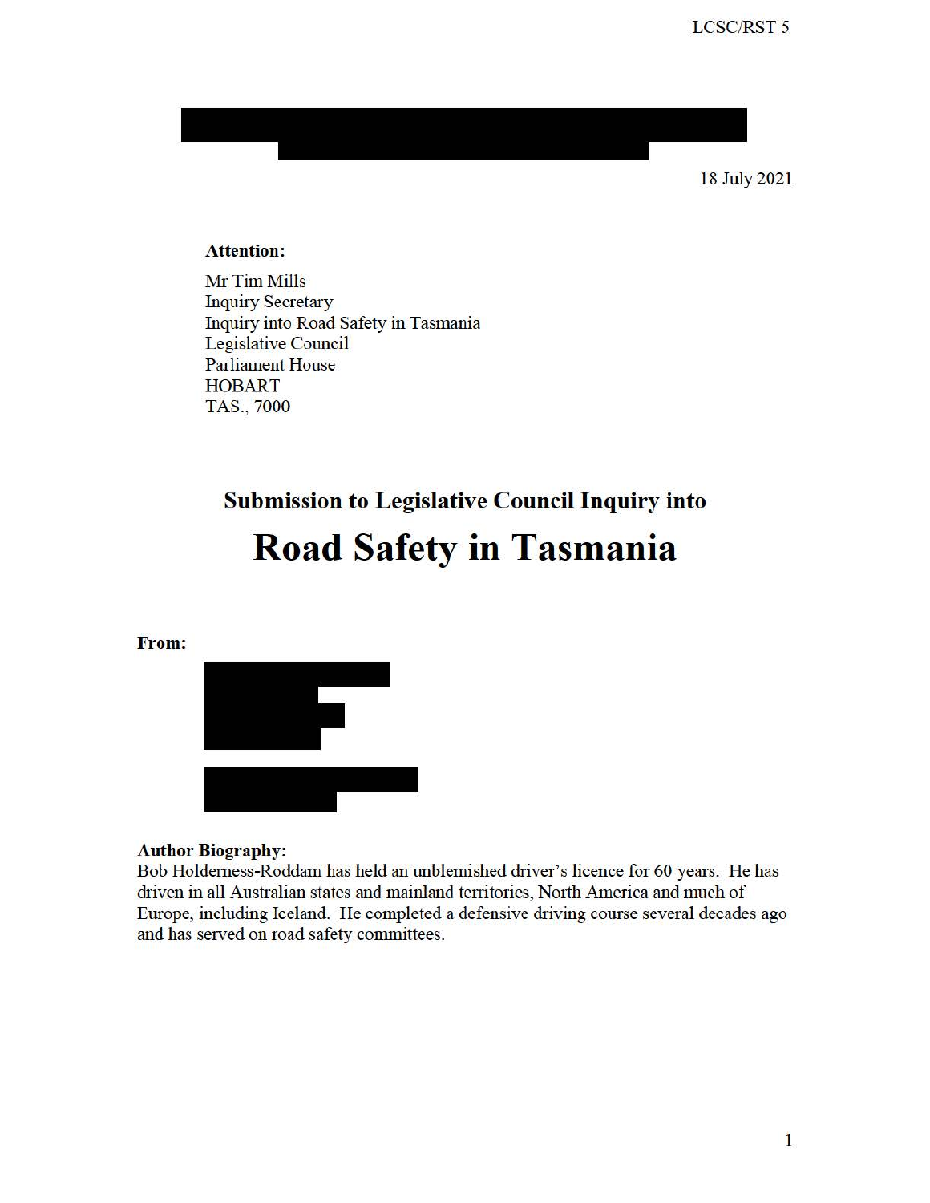LCSC/RST 5

18 July 2021

**Attention:**

Mr Tim Mills
Inquiry Secretary
Inquiry into Road Safety in Tasmania
Legislative Council
Parliament House
HOBART
TAS., 7000

## Submission to Legislative Council Inquiry into

# Road Safety in Tasmania

**From:**

**Author Biography:**
Bob Holderness-Roddam has held an unblemished driver's licence for 60 years. He has driven in all Australian states and mainland territories, North America and much of Europe, including Iceland. He completed a defensive driving course several decades ago and has served on road safety committees.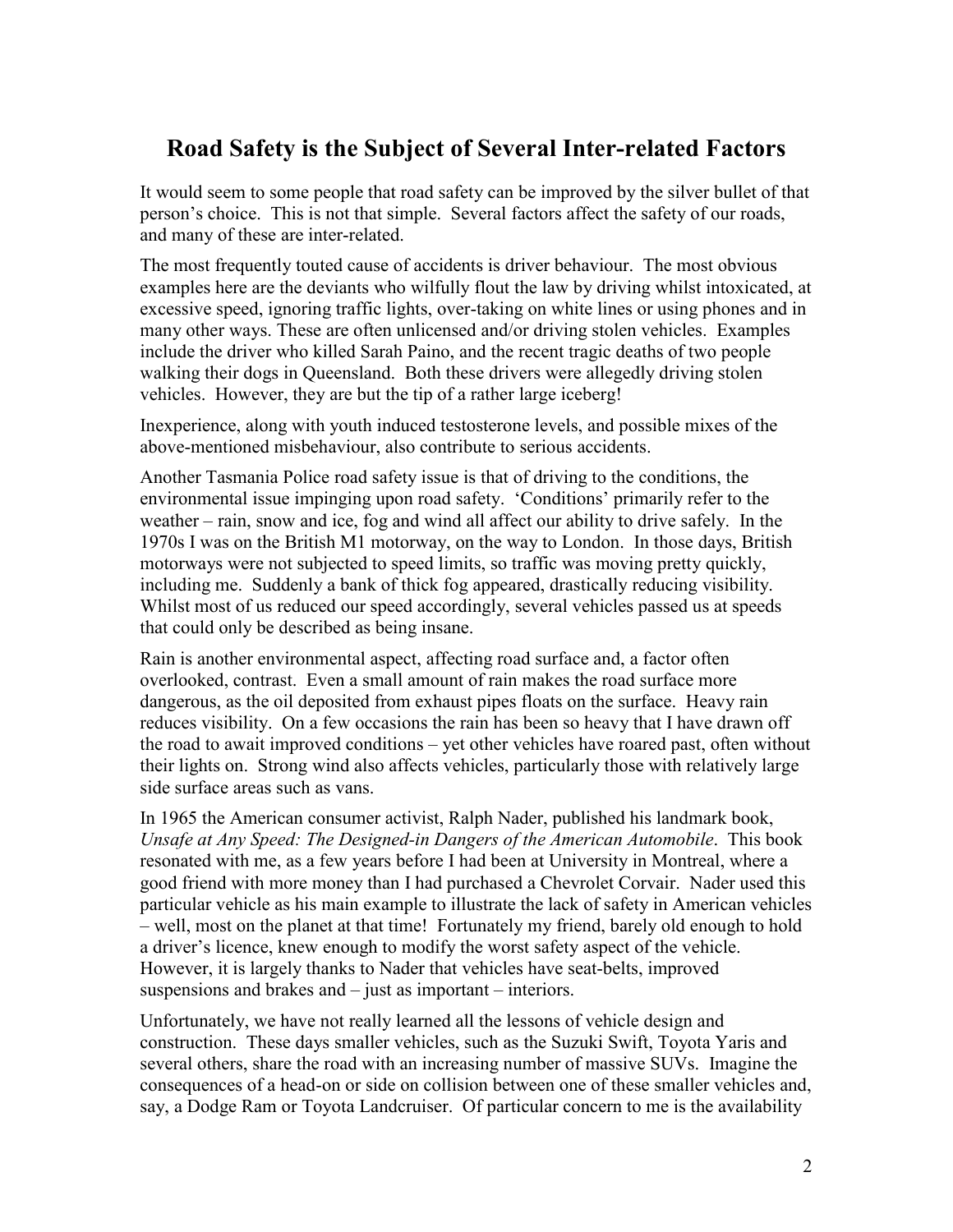## Road Safety is the Subject of Several Inter-related Factors

It would seem to some people that road safety can be improved by the silver bullet of that person's choice. This is not that simple. Several factors affect the safety of our roads, and many of these are inter-related.

The most frequently touted cause of accidents is driver behaviour. The most obvious examples here are the deviants who wilfully flout the law by driving whilst intoxicated, at excessive speed, ignoring traffic lights, over-taking on white lines or using phones and in many other ways. These are often unlicensed and/or driving stolen vehicles. Examples include the driver who killed Sarah Paino, and the recent tragic deaths of two people walking their dogs in Queensland. Both these drivers were allegedly driving stolen vehicles. However, they are but the tip of a rather large iceberg!

Inexperience, along with youth induced testosterone levels, and possible mixes of the above-mentioned misbehaviour, also contribute to serious accidents.

Another Tasmania Police road safety issue is that of driving to the conditions, the environmental issue impinging upon road safety. 'Conditions' primarily refer to the weather – rain, snow and ice, fog and wind all affect our ability to drive safely. In the 1970s I was on the British M1 motorway, on the way to London. In those days, British motorways were not subjected to speed limits, so traffic was moving pretty quickly, including me. Suddenly a bank of thick fog appeared, drastically reducing visibility. Whilst most of us reduced our speed accordingly, several vehicles passed us at speeds that could only be described as being insane.

Rain is another environmental aspect, affecting road surface and, a factor often overlooked, contrast. Even a small amount of rain makes the road surface more dangerous, as the oil deposited from exhaust pipes floats on the surface. Heavy rain reduces visibility. On a few occasions the rain has been so heavy that I have drawn off the road to await improved conditions – yet other vehicles have roared past, often without their lights on. Strong wind also affects vehicles, particularly those with relatively large side surface areas such as vans.

In 1965 the American consumer activist, Ralph Nader, published his landmark book, *Unsafe at Any Speed: The Designed-in Dangers of the American Automobile*. This book resonated with me, as a few years before I had been at University in Montreal, where a good friend with more money than I had purchased a Chevrolet Corvair. Nader used this particular vehicle as his main example to illustrate the lack of safety in American vehicles – well, most on the planet at that time! Fortunately my friend, barely old enough to hold a driver's licence, knew enough to modify the worst safety aspect of the vehicle. However, it is largely thanks to Nader that vehicles have seat-belts, improved suspensions and brakes and – just as important – interiors.

Unfortunately, we have not really learned all the lessons of vehicle design and construction. These days smaller vehicles, such as the Suzuki Swift, Toyota Yaris and several others, share the road with an increasing number of massive SUVs. Imagine the consequences of a head-on or side on collision between one of these smaller vehicles and, say, a Dodge Ram or Toyota Landcruiser. Of particular concern to me is the availability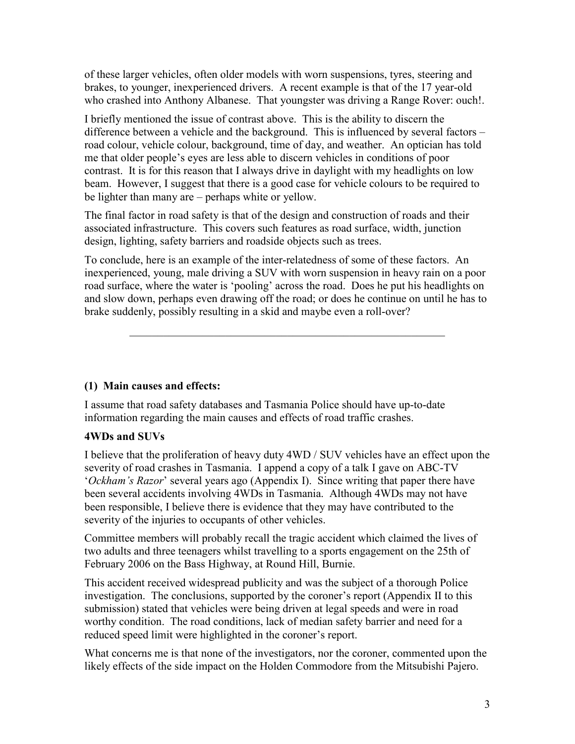of these larger vehicles, often older models with worn suspensions, tyres, steering and brakes, to younger, inexperienced drivers. A recent example is that of the 17 year-old who crashed into Anthony Albanese. That youngster was driving a Range Rover: ouch!.

I briefly mentioned the issue of contrast above. This is the ability to discern the difference between a vehicle and the background. This is influenced by several factors – road colour, vehicle colour, background, time of day, and weather. An optician has told me that older people's eyes are less able to discern vehicles in conditions of poor contrast. It is for this reason that I always drive in daylight with my headlights on low beam. However, I suggest that there is a good case for vehicle colours to be required to be lighter than many are – perhaps white or yellow.

The final factor in road safety is that of the design and construction of roads and their associated infrastructure. This covers such features as road surface, width, junction design, lighting, safety barriers and roadside objects such as trees.

To conclude, here is an example of the inter-relatedness of some of these factors. An inexperienced, young, male driving a SUV with worn suspension in heavy rain on a poor road surface, where the water is 'pooling' across the road. Does he put his headlights on and slow down, perhaps even drawing off the road; or does he continue on until he has to brake suddenly, possibly resulting in a skid and maybe even a roll-over?

---

**(1) Main causes and effects:**

I assume that road safety databases and Tasmania Police should have up-to-date information regarding the main causes and effects of road traffic crashes.

**4WDs and SUVs**

I believe that the proliferation of heavy duty 4WD / SUV vehicles have an effect upon the severity of road crashes in Tasmania. I append a copy of a talk I gave on ABC-TV '*Ockham's Razor*' several years ago (Appendix I). Since writing that paper there have been several accidents involving 4WDs in Tasmania. Although 4WDs may not have been responsible, I believe there is evidence that they may have contributed to the severity of the injuries to occupants of other vehicles.

Committee members will probably recall the tragic accident which claimed the lives of two adults and three teenagers whilst travelling to a sports engagement on the 25th of February 2006 on the Bass Highway, at Round Hill, Burnie.

This accident received widespread publicity and was the subject of a thorough Police investigation. The conclusions, supported by the coroner's report (Appendix II to this submission) stated that vehicles were being driven at legal speeds and were in road worthy condition. The road conditions, lack of median safety barrier and need for a reduced speed limit were highlighted in the coroner's report.

What concerns me is that none of the investigators, nor the coroner, commented upon the likely effects of the side impact on the Holden Commodore from the Mitsubishi Pajero.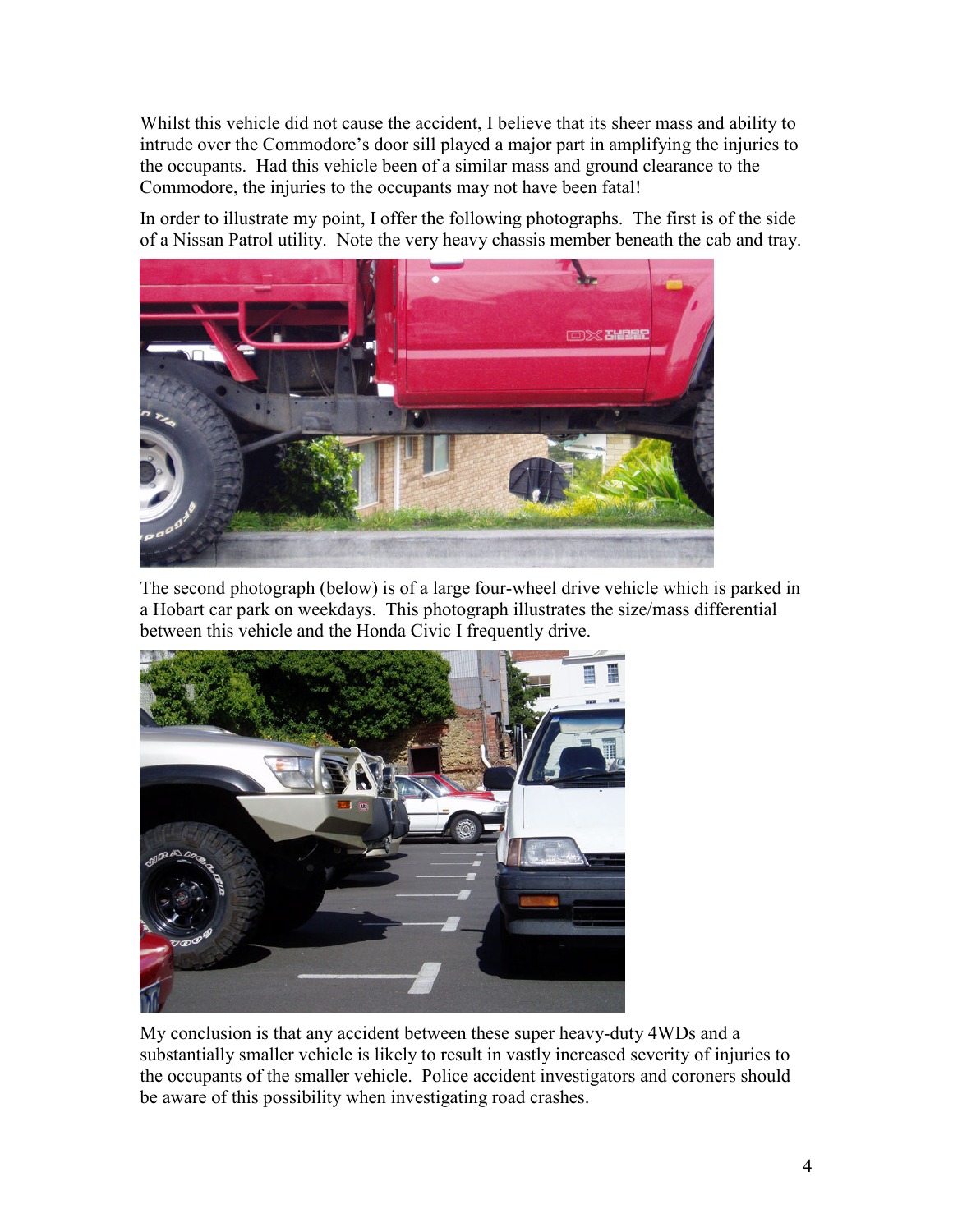Whilst this vehicle did not cause the accident, I believe that its sheer mass and ability to intrude over the Commodore's door sill played a major part in amplifying the injuries to the occupants. Had this vehicle been of a similar mass and ground clearance to the Commodore, the injuries to the occupants may not have been fatal!

In order to illustrate my point, I offer the following photographs. The first is of the side of a Nissan Patrol utility. Note the very heavy chassis member beneath the cab and tray.

The second photograph (below) is of a large four-wheel drive vehicle which is parked in a Hobart car park on weekdays. This photograph illustrates the size/mass differential between this vehicle and the Honda Civic I frequently drive.

My conclusion is that any accident between these super heavy-duty 4WDs and a substantially smaller vehicle is likely to result in vastly increased severity of injuries to the occupants of the smaller vehicle. Police accident investigators and coroners should be aware of this possibility when investigating road crashes.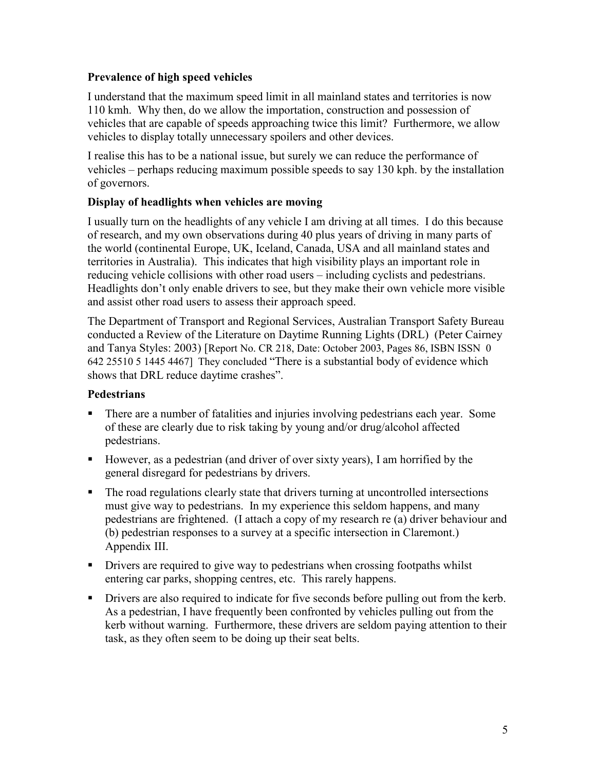**Prevalence of high speed vehicles**

I understand that the maximum speed limit in all mainland states and territories is now 110 kmh. Why then, do we allow the importation, construction and possession of vehicles that are capable of speeds approaching twice this limit? Furthermore, we allow vehicles to display totally unnecessary spoilers and other devices.

I realise this has to be a national issue, but surely we can reduce the performance of vehicles – perhaps reducing maximum possible speeds to say 130 kph. by the installation of governors.

**Display of headlights when vehicles are moving**

I usually turn on the headlights of any vehicle I am driving at all times. I do this because of research, and my own observations during 40 plus years of driving in many parts of the world (continental Europe, UK, Iceland, Canada, USA and all mainland states and territories in Australia). This indicates that high visibility plays an important role in reducing vehicle collisions with other road users – including cyclists and pedestrians. Headlights don't only enable drivers to see, but they make their own vehicle more visible and assist other road users to assess their approach speed.

The Department of Transport and Regional Services, Australian Transport Safety Bureau conducted a Review of the Literature on Daytime Running Lights (DRL) (Peter Cairney and Tanya Styles: 2003) [Report No. CR 218, Date: October 2003, Pages 86, ISBN ISSN 0 642 25510 5 1445 4467] They concluded "There is a substantial body of evidence which shows that DRL reduce daytime crashes".

**Pedestrians**

- There are a number of fatalities and injuries involving pedestrians each year. Some of these are clearly due to risk taking by young and/or drug/alcohol affected pedestrians.
- However, as a pedestrian (and driver of over sixty years), I am horrified by the general disregard for pedestrians by drivers.
- The road regulations clearly state that drivers turning at uncontrolled intersections must give way to pedestrians. In my experience this seldom happens, and many pedestrians are frightened. (I attach a copy of my research re (a) driver behaviour and (b) pedestrian responses to a survey at a specific intersection in Claremont.) Appendix III.
- Drivers are required to give way to pedestrians when crossing footpaths whilst entering car parks, shopping centres, etc. This rarely happens.
- Drivers are also required to indicate for five seconds before pulling out from the kerb. As a pedestrian, I have frequently been confronted by vehicles pulling out from the kerb without warning. Furthermore, these drivers are seldom paying attention to their task, as they often seem to be doing up their seat belts.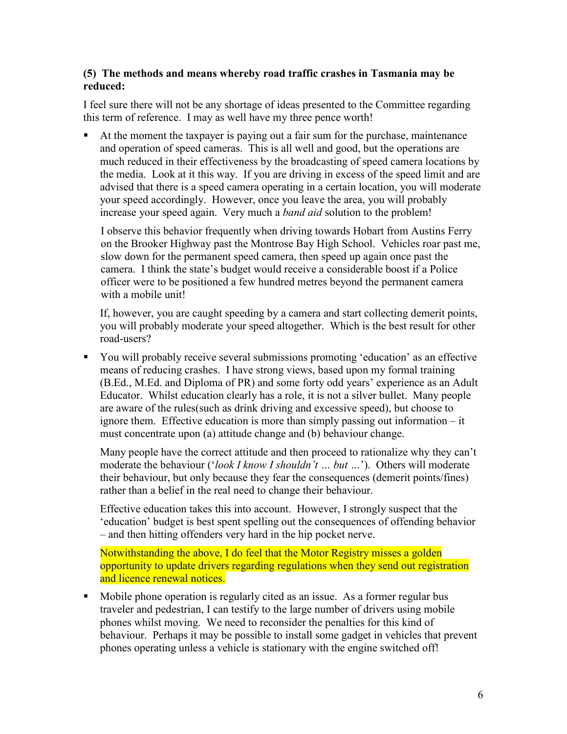**(5) The methods and means whereby road traffic crashes in Tasmania may be reduced:**

I feel sure there will not be any shortage of ideas presented to the Committee regarding this term of reference. I may as well have my three pence worth!

- At the moment the taxpayer is paying out a fair sum for the purchase, maintenance and operation of speed cameras. This is all well and good, but the operations are much reduced in their effectiveness by the broadcasting of speed camera locations by the media. Look at it this way. If you are driving in excess of the speed limit and are advised that there is a speed camera operating in a certain location, you will moderate your speed accordingly. However, once you leave the area, you will probably increase your speed again. Very much a *band aid* solution to the problem!

  I observe this behavior frequently when driving towards Hobart from Austins Ferry on the Brooker Highway past the Montrose Bay High School. Vehicles roar past me, slow down for the permanent speed camera, then speed up again once past the camera. I think the state's budget would receive a considerable boost if a Police officer were to be positioned a few hundred metres beyond the permanent camera with a mobile unit!

  If, however, you are caught speeding by a camera and start collecting demerit points, you will probably moderate your speed altogether. Which is the best result for other road-users?

- You will probably receive several submissions promoting 'education' as an effective means of reducing crashes. I have strong views, based upon my formal training (B.Ed., M.Ed. and Diploma of PR) and some forty odd years' experience as an Adult Educator. Whilst education clearly has a role, it is not a silver bullet. Many people are aware of the rules(such as drink driving and excessive speed), but choose to ignore them. Effective education is more than simply passing out information – it must concentrate upon (a) attitude change and (b) behaviour change.

  Many people have the correct attitude and then proceed to rationalize why they can't moderate the behaviour ('*look I know I shouldn't … but …*'). Others will moderate their behaviour, but only because they fear the consequences (demerit points/fines) rather than a belief in the real need to change their behaviour.

  Effective education takes this into account. However, I strongly suspect that the 'education' budget is best spent spelling out the consequences of offending behavior – and then hitting offenders very hard in the hip pocket nerve.

  Notwithstanding the above, I do feel that the Motor Registry misses a golden opportunity to update drivers regarding regulations when they send out registration and licence renewal notices.

- Mobile phone operation is regularly cited as an issue. As a former regular bus traveler and pedestrian, I can testify to the large number of drivers using mobile phones whilst moving. We need to reconsider the penalties for this kind of behaviour. Perhaps it may be possible to install some gadget in vehicles that prevent phones operating unless a vehicle is stationary with the engine switched off!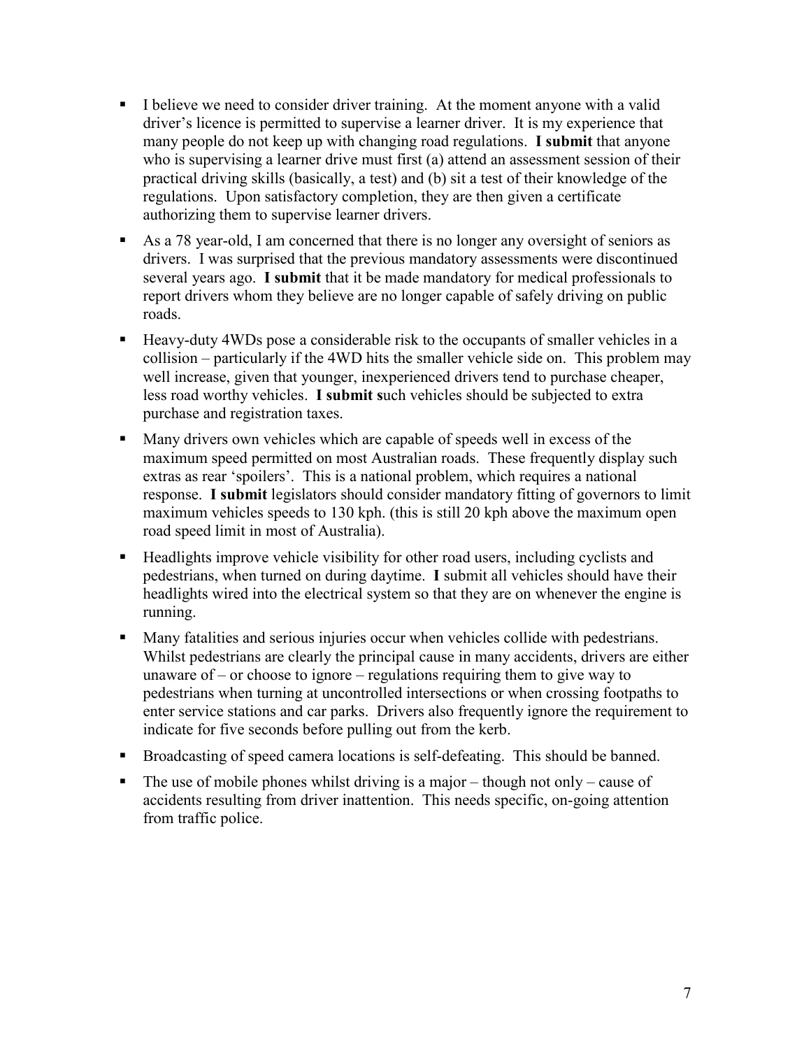- I believe we need to consider driver training. At the moment anyone with a valid driver's licence is permitted to supervise a learner driver. It is my experience that many people do not keep up with changing road regulations. **I submit** that anyone who is supervising a learner drive must first (a) attend an assessment session of their practical driving skills (basically, a test) and (b) sit a test of their knowledge of the regulations. Upon satisfactory completion, they are then given a certificate authorizing them to supervise learner drivers.
- As a 78 year-old, I am concerned that there is no longer any oversight of seniors as drivers. I was surprised that the previous mandatory assessments were discontinued several years ago. **I submit** that it be made mandatory for medical professionals to report drivers whom they believe are no longer capable of safely driving on public roads.
- Heavy-duty 4WDs pose a considerable risk to the occupants of smaller vehicles in a collision – particularly if the 4WD hits the smaller vehicle side on. This problem may well increase, given that younger, inexperienced drivers tend to purchase cheaper, less road worthy vehicles. **I submit s**uch vehicles should be subjected to extra purchase and registration taxes.
- Many drivers own vehicles which are capable of speeds well in excess of the maximum speed permitted on most Australian roads. These frequently display such extras as rear 'spoilers'. This is a national problem, which requires a national response. **I submit** legislators should consider mandatory fitting of governors to limit maximum vehicles speeds to 130 kph. (this is still 20 kph above the maximum open road speed limit in most of Australia).
- Headlights improve vehicle visibility for other road users, including cyclists and pedestrians, when turned on during daytime. **I** submit all vehicles should have their headlights wired into the electrical system so that they are on whenever the engine is running.
- Many fatalities and serious injuries occur when vehicles collide with pedestrians. Whilst pedestrians are clearly the principal cause in many accidents, drivers are either unaware of – or choose to ignore – regulations requiring them to give way to pedestrians when turning at uncontrolled intersections or when crossing footpaths to enter service stations and car parks. Drivers also frequently ignore the requirement to indicate for five seconds before pulling out from the kerb.
- Broadcasting of speed camera locations is self-defeating. This should be banned.
- The use of mobile phones whilst driving is a major – though not only – cause of accidents resulting from driver inattention. This needs specific, on-going attention from traffic police.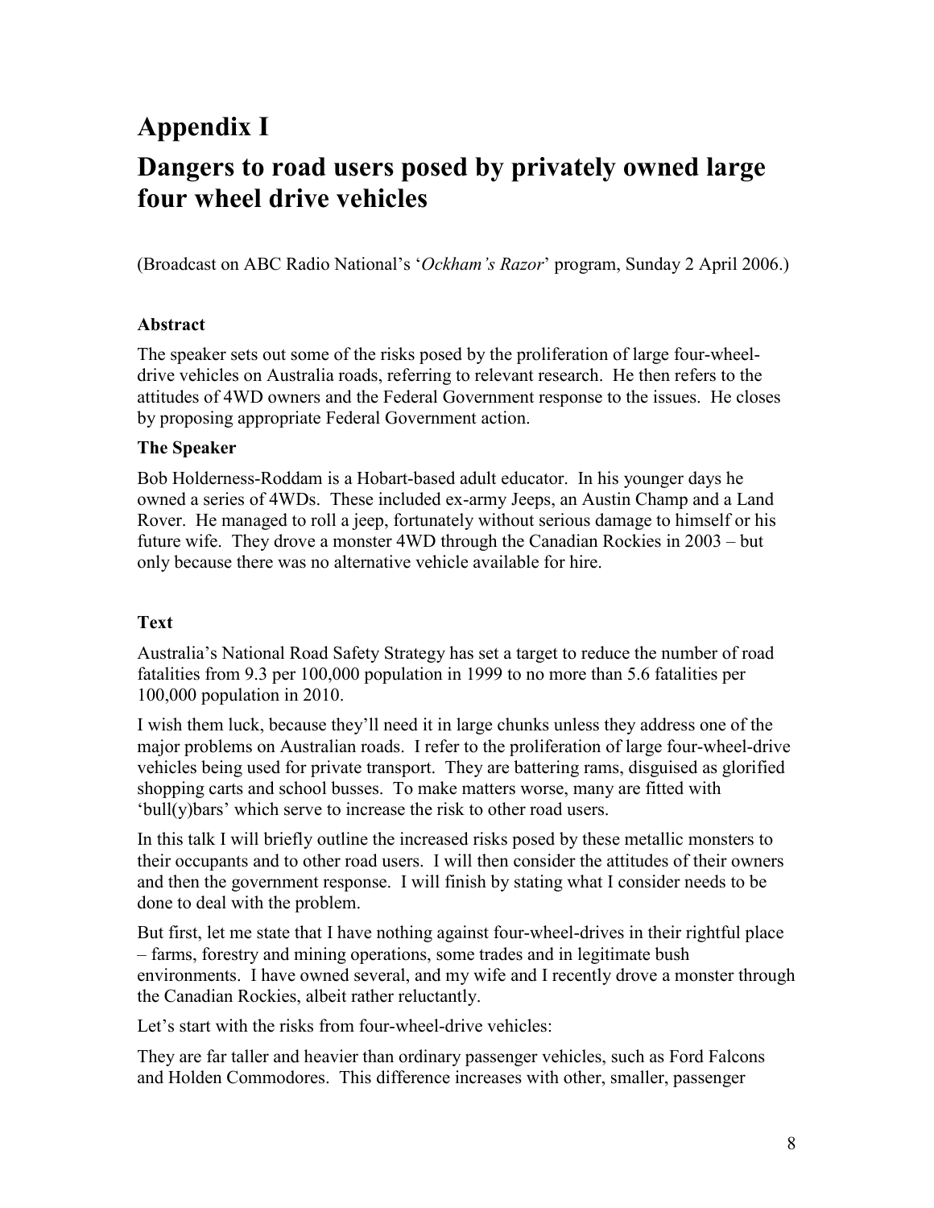# Appendix I

# Dangers to road users posed by privately owned large four wheel drive vehicles

(Broadcast on ABC Radio National's '*Ockham's Razor*' program, Sunday 2 April 2006.)

### Abstract

The speaker sets out some of the risks posed by the proliferation of large four-wheel-drive vehicles on Australia roads, referring to relevant research. He then refers to the attitudes of 4WD owners and the Federal Government response to the issues. He closes by proposing appropriate Federal Government action.

### The Speaker

Bob Holderness-Roddam is a Hobart-based adult educator. In his younger days he owned a series of 4WDs. These included ex-army Jeeps, an Austin Champ and a Land Rover. He managed to roll a jeep, fortunately without serious damage to himself or his future wife. They drove a monster 4WD through the Canadian Rockies in 2003 – but only because there was no alternative vehicle available for hire.

### Text

Australia's National Road Safety Strategy has set a target to reduce the number of road fatalities from 9.3 per 100,000 population in 1999 to no more than 5.6 fatalities per 100,000 population in 2010.

I wish them luck, because they'll need it in large chunks unless they address one of the major problems on Australian roads. I refer to the proliferation of large four-wheel-drive vehicles being used for private transport. They are battering rams, disguised as glorified shopping carts and school busses. To make matters worse, many are fitted with 'bull(y)bars' which serve to increase the risk to other road users.

In this talk I will briefly outline the increased risks posed by these metallic monsters to their occupants and to other road users. I will then consider the attitudes of their owners and then the government response. I will finish by stating what I consider needs to be done to deal with the problem.

But first, let me state that I have nothing against four-wheel-drives in their rightful place – farms, forestry and mining operations, some trades and in legitimate bush environments. I have owned several, and my wife and I recently drove a monster through the Canadian Rockies, albeit rather reluctantly.

Let's start with the risks from four-wheel-drive vehicles:

They are far taller and heavier than ordinary passenger vehicles, such as Ford Falcons and Holden Commodores. This difference increases with other, smaller, passenger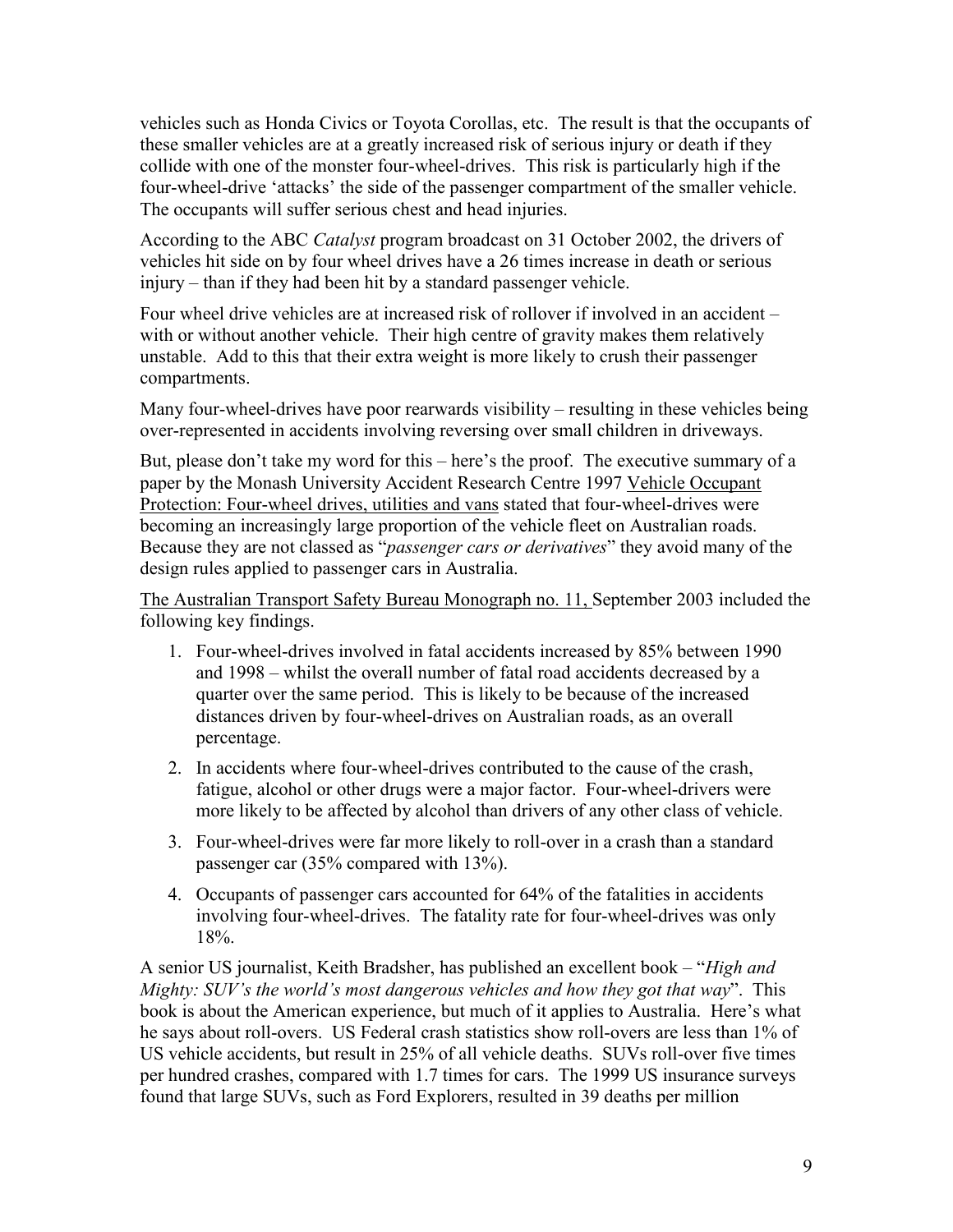vehicles such as Honda Civics or Toyota Corollas, etc. The result is that the occupants of these smaller vehicles are at a greatly increased risk of serious injury or death if they collide with one of the monster four-wheel-drives. This risk is particularly high if the four-wheel-drive 'attacks' the side of the passenger compartment of the smaller vehicle. The occupants will suffer serious chest and head injuries.

According to the ABC *Catalyst* program broadcast on 31 October 2002, the drivers of vehicles hit side on by four wheel drives have a 26 times increase in death or serious injury – than if they had been hit by a standard passenger vehicle.

Four wheel drive vehicles are at increased risk of rollover if involved in an accident – with or without another vehicle. Their high centre of gravity makes them relatively unstable. Add to this that their extra weight is more likely to crush their passenger compartments.

Many four-wheel-drives have poor rearwards visibility – resulting in these vehicles being over-represented in accidents involving reversing over small children in driveways.

But, please don't take my word for this – here's the proof. The executive summary of a paper by the Monash University Accident Research Centre 1997 Vehicle Occupant Protection: Four-wheel drives, utilities and vans stated that four-wheel-drives were becoming an increasingly large proportion of the vehicle fleet on Australian roads. Because they are not classed as "*passenger cars or derivatives*" they avoid many of the design rules applied to passenger cars in Australia.

The Australian Transport Safety Bureau Monograph no. 11, September 2003 included the following key findings.

1. Four-wheel-drives involved in fatal accidents increased by 85% between 1990 and 1998 – whilst the overall number of fatal road accidents decreased by a quarter over the same period. This is likely to be because of the increased distances driven by four-wheel-drives on Australian roads, as an overall percentage.
2. In accidents where four-wheel-drives contributed to the cause of the crash, fatigue, alcohol or other drugs were a major factor. Four-wheel-drivers were more likely to be affected by alcohol than drivers of any other class of vehicle.
3. Four-wheel-drives were far more likely to roll-over in a crash than a standard passenger car (35% compared with 13%).
4. Occupants of passenger cars accounted for 64% of the fatalities in accidents involving four-wheel-drives. The fatality rate for four-wheel-drives was only 18%.

A senior US journalist, Keith Bradsher, has published an excellent book – "*High and Mighty: SUV's the world's most dangerous vehicles and how they got that way*". This book is about the American experience, but much of it applies to Australia. Here's what he says about roll-overs. US Federal crash statistics show roll-overs are less than 1% of US vehicle accidents, but result in 25% of all vehicle deaths. SUVs roll-over five times per hundred crashes, compared with 1.7 times for cars. The 1999 US insurance surveys found that large SUVs, such as Ford Explorers, resulted in 39 deaths per million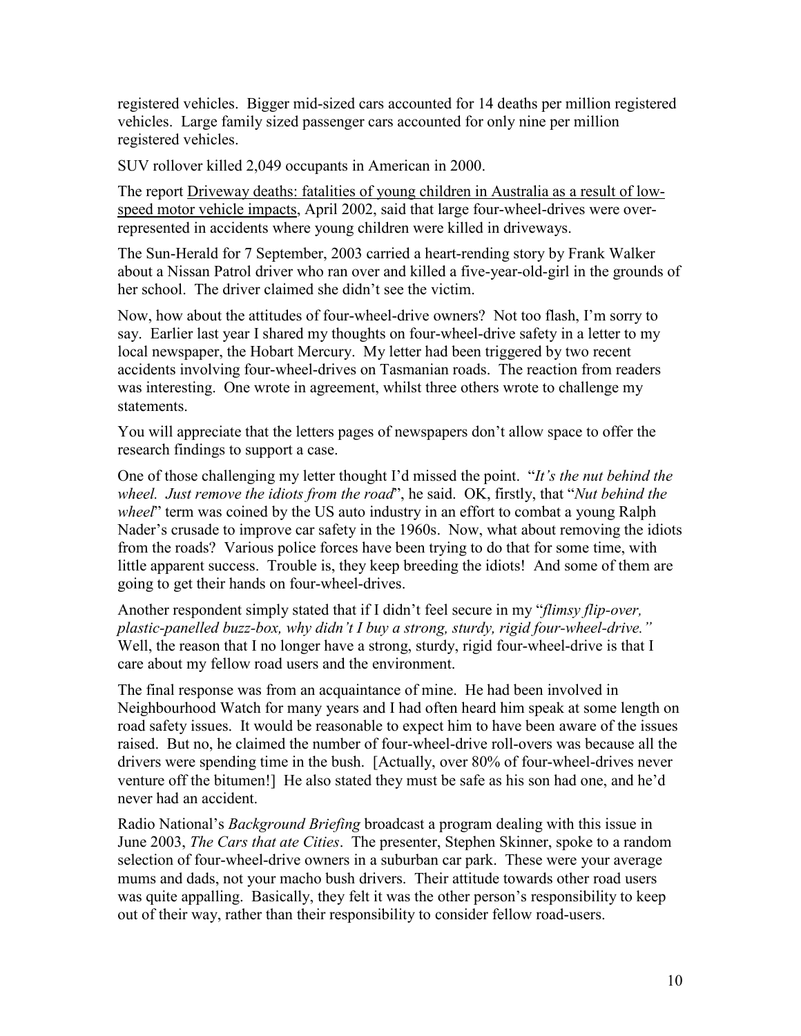registered vehicles. Bigger mid-sized cars accounted for 14 deaths per million registered vehicles. Large family sized passenger cars accounted for only nine per million registered vehicles.

SUV rollover killed 2,049 occupants in American in 2000.

The report Driveway deaths: fatalities of young children in Australia as a result of low-speed motor vehicle impacts, April 2002, said that large four-wheel-drives were over-represented in accidents where young children were killed in driveways.

The Sun-Herald for 7 September, 2003 carried a heart-rending story by Frank Walker about a Nissan Patrol driver who ran over and killed a five-year-old-girl in the grounds of her school. The driver claimed she didn't see the victim.

Now, how about the attitudes of four-wheel-drive owners? Not too flash, I'm sorry to say. Earlier last year I shared my thoughts on four-wheel-drive safety in a letter to my local newspaper, the Hobart Mercury. My letter had been triggered by two recent accidents involving four-wheel-drives on Tasmanian roads. The reaction from readers was interesting. One wrote in agreement, whilst three others wrote to challenge my statements.

You will appreciate that the letters pages of newspapers don't allow space to offer the research findings to support a case.

One of those challenging my letter thought I'd missed the point. "*It's the nut behind the wheel. Just remove the idiots from the road*", he said. OK, firstly, that "*Nut behind the wheel*" term was coined by the US auto industry in an effort to combat a young Ralph Nader's crusade to improve car safety in the 1960s. Now, what about removing the idiots from the roads? Various police forces have been trying to do that for some time, with little apparent success. Trouble is, they keep breeding the idiots! And some of them are going to get their hands on four-wheel-drives.

Another respondent simply stated that if I didn't feel secure in my "*flimsy flip-over, plastic-panelled buzz-box, why didn't I buy a strong, sturdy, rigid four-wheel-drive.*" Well, the reason that I no longer have a strong, sturdy, rigid four-wheel-drive is that I care about my fellow road users and the environment.

The final response was from an acquaintance of mine. He had been involved in Neighbourhood Watch for many years and I had often heard him speak at some length on road safety issues. It would be reasonable to expect him to have been aware of the issues raised. But no, he claimed the number of four-wheel-drive roll-overs was because all the drivers were spending time in the bush. [Actually, over 80% of four-wheel-drives never venture off the bitumen!] He also stated they must be safe as his son had one, and he'd never had an accident.

Radio National's *Background Briefing* broadcast a program dealing with this issue in June 2003, *The Cars that ate Cities*. The presenter, Stephen Skinner, spoke to a random selection of four-wheel-drive owners in a suburban car park. These were your average mums and dads, not your macho bush drivers. Their attitude towards other road users was quite appalling. Basically, they felt it was the other person's responsibility to keep out of their way, rather than their responsibility to consider fellow road-users.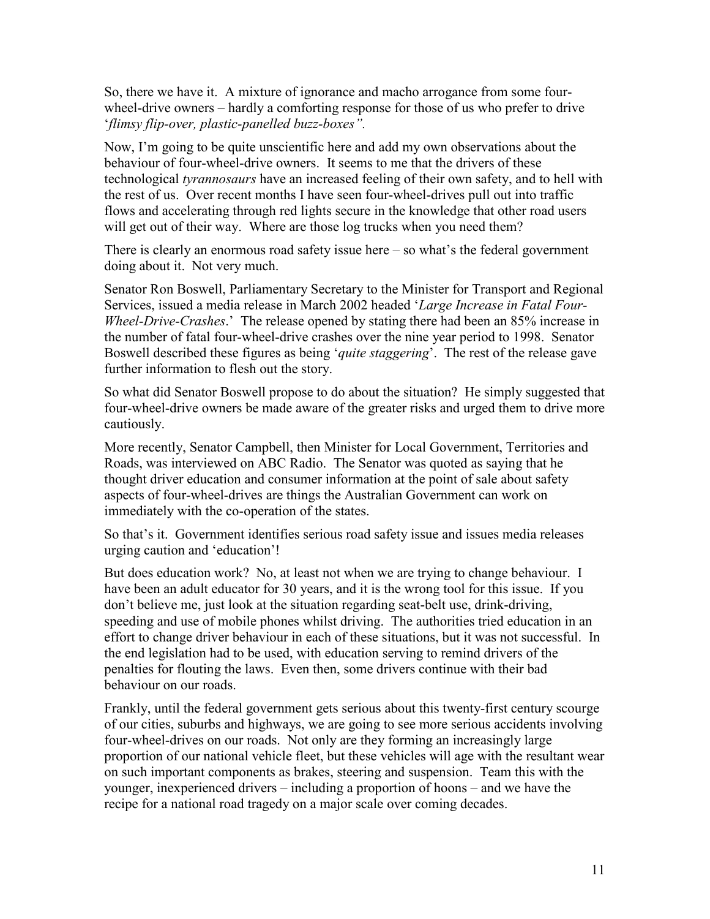So, there we have it. A mixture of ignorance and macho arrogance from some four-wheel-drive owners – hardly a comforting response for those of us who prefer to drive '*flimsy flip-over, plastic-panelled buzz-boxes".*

Now, I'm going to be quite unscientific here and add my own observations about the behaviour of four-wheel-drive owners. It seems to me that the drivers of these technological *tyrannosaurs* have an increased feeling of their own safety, and to hell with the rest of us. Over recent months I have seen four-wheel-drives pull out into traffic flows and accelerating through red lights secure in the knowledge that other road users will get out of their way. Where are those log trucks when you need them?

There is clearly an enormous road safety issue here – so what's the federal government doing about it. Not very much.

Senator Ron Boswell, Parliamentary Secretary to the Minister for Transport and Regional Services, issued a media release in March 2002 headed '*Large Increase in Fatal Four-Wheel-Drive-Crashes*.' The release opened by stating there had been an 85% increase in the number of fatal four-wheel-drive crashes over the nine year period to 1998. Senator Boswell described these figures as being '*quite staggering*'. The rest of the release gave further information to flesh out the story.

So what did Senator Boswell propose to do about the situation? He simply suggested that four-wheel-drive owners be made aware of the greater risks and urged them to drive more cautiously.

More recently, Senator Campbell, then Minister for Local Government, Territories and Roads, was interviewed on ABC Radio. The Senator was quoted as saying that he thought driver education and consumer information at the point of sale about safety aspects of four-wheel-drives are things the Australian Government can work on immediately with the co-operation of the states.

So that's it. Government identifies serious road safety issue and issues media releases urging caution and 'education'!

But does education work? No, at least not when we are trying to change behaviour. I have been an adult educator for 30 years, and it is the wrong tool for this issue. If you don't believe me, just look at the situation regarding seat-belt use, drink-driving, speeding and use of mobile phones whilst driving. The authorities tried education in an effort to change driver behaviour in each of these situations, but it was not successful. In the end legislation had to be used, with education serving to remind drivers of the penalties for flouting the laws. Even then, some drivers continue with their bad behaviour on our roads.

Frankly, until the federal government gets serious about this twenty-first century scourge of our cities, suburbs and highways, we are going to see more serious accidents involving four-wheel-drives on our roads. Not only are they forming an increasingly large proportion of our national vehicle fleet, but these vehicles will age with the resultant wear on such important components as brakes, steering and suspension. Team this with the younger, inexperienced drivers – including a proportion of hoons – and we have the recipe for a national road tragedy on a major scale over coming decades.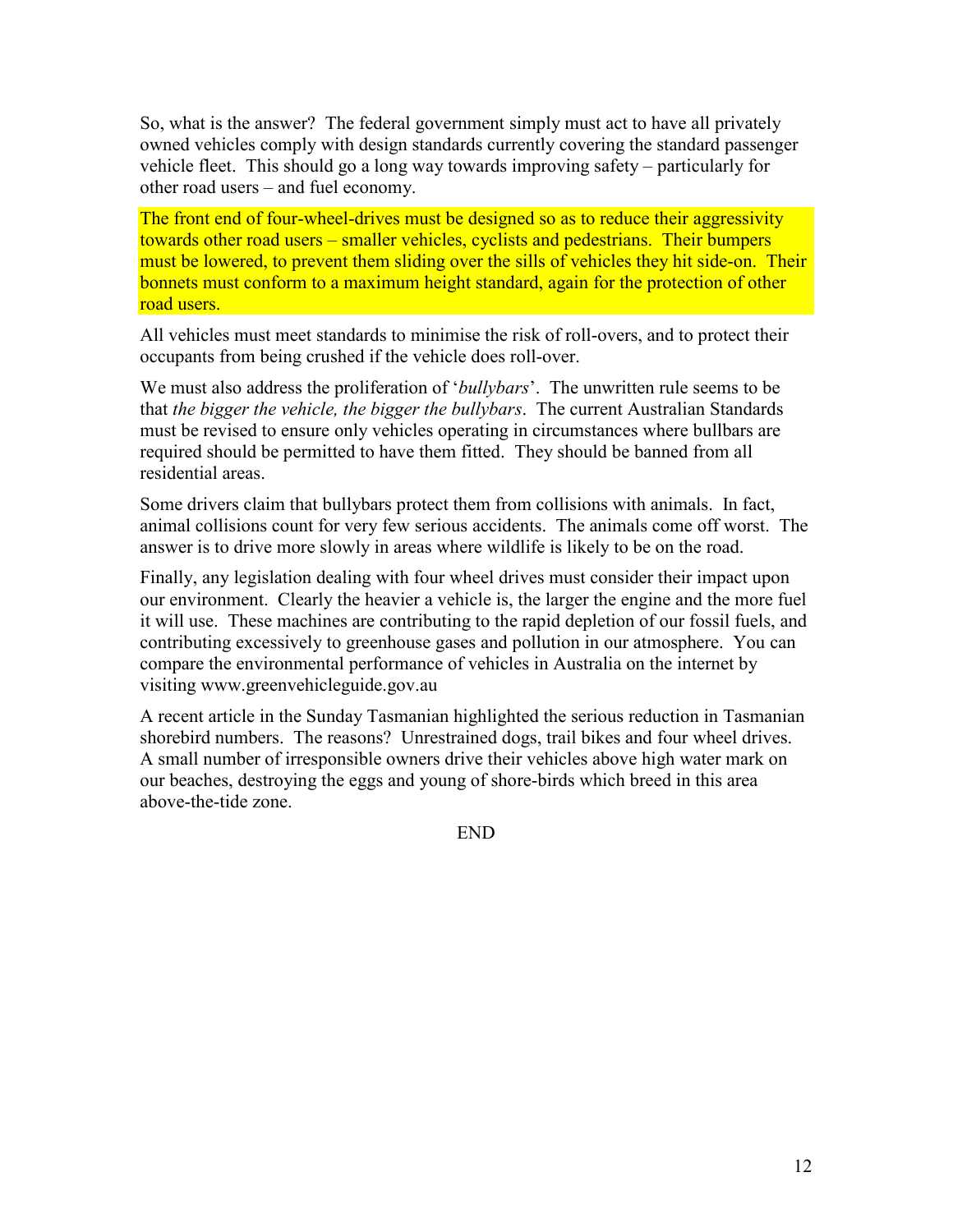So, what is the answer? The federal government simply must act to have all privately owned vehicles comply with design standards currently covering the standard passenger vehicle fleet. This should go a long way towards improving safety – particularly for other road users – and fuel economy.

The front end of four-wheel-drives must be designed so as to reduce their aggressivity towards other road users – smaller vehicles, cyclists and pedestrians. Their bumpers must be lowered, to prevent them sliding over the sills of vehicles they hit side-on. Their bonnets must conform to a maximum height standard, again for the protection of other road users.

All vehicles must meet standards to minimise the risk of roll-overs, and to protect their occupants from being crushed if the vehicle does roll-over.

We must also address the proliferation of '*bullybars*'. The unwritten rule seems to be that *the bigger the vehicle, the bigger the bullybars*. The current Australian Standards must be revised to ensure only vehicles operating in circumstances where bullbars are required should be permitted to have them fitted. They should be banned from all residential areas.

Some drivers claim that bullybars protect them from collisions with animals. In fact, animal collisions count for very few serious accidents. The animals come off worst. The answer is to drive more slowly in areas where wildlife is likely to be on the road.

Finally, any legislation dealing with four wheel drives must consider their impact upon our environment. Clearly the heavier a vehicle is, the larger the engine and the more fuel it will use. These machines are contributing to the rapid depletion of our fossil fuels, and contributing excessively to greenhouse gases and pollution in our atmosphere. You can compare the environmental performance of vehicles in Australia on the internet by visiting www.greenvehicleguide.gov.au

A recent article in the Sunday Tasmanian highlighted the serious reduction in Tasmanian shorebird numbers. The reasons? Unrestrained dogs, trail bikes and four wheel drives. A small number of irresponsible owners drive their vehicles above high water mark on our beaches, destroying the eggs and young of shore-birds which breed in this area above-the-tide zone.

END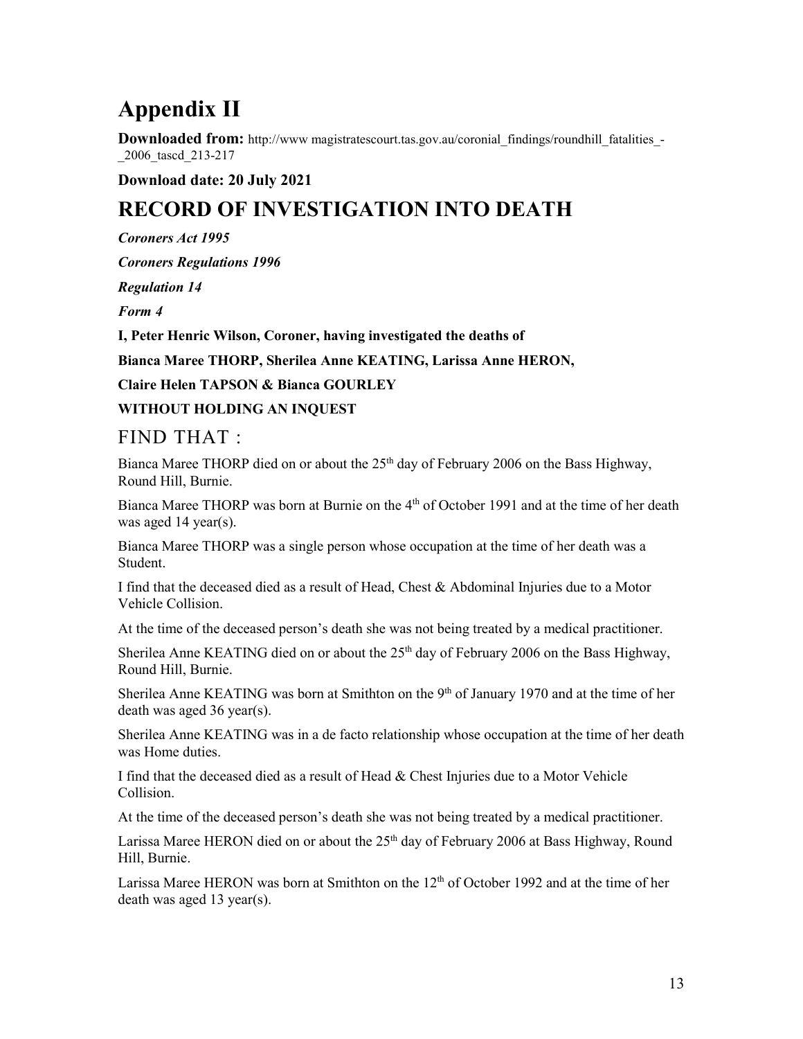# Appendix II

**Downloaded from:** http://www magistratescourt.tas.gov.au/coronial_findings/roundhill_fatalities_-_2006_tascd_213-217

**Download date: 20 July 2021**

# RECORD OF INVESTIGATION INTO DEATH

***Coroners Act 1995***

***Coroners Regulations 1996***

***Regulation 14***

***Form 4***

**I, Peter Henric Wilson, Coroner, having investigated the deaths of**

**Bianca Maree THORP, Sherilea Anne KEATING, Larissa Anne HERON,**

**Claire Helen TAPSON & Bianca GOURLEY**

**WITHOUT HOLDING AN INQUEST**

## FIND THAT :

Bianca Maree THORP died on or about the 25th day of February 2006 on the Bass Highway, Round Hill, Burnie.

Bianca Maree THORP was born at Burnie on the 4th of October 1991 and at the time of her death was aged 14 year(s).

Bianca Maree THORP was a single person whose occupation at the time of her death was a Student.

I find that the deceased died as a result of Head, Chest & Abdominal Injuries due to a Motor Vehicle Collision.

At the time of the deceased person's death she was not being treated by a medical practitioner.

Sherilea Anne KEATING died on or about the 25th day of February 2006 on the Bass Highway, Round Hill, Burnie.

Sherilea Anne KEATING was born at Smithton on the 9th of January 1970 and at the time of her death was aged 36 year(s).

Sherilea Anne KEATING was in a de facto relationship whose occupation at the time of her death was Home duties.

I find that the deceased died as a result of Head & Chest Injuries due to a Motor Vehicle Collision.

At the time of the deceased person's death she was not being treated by a medical practitioner.

Larissa Maree HERON died on or about the 25th day of February 2006 at Bass Highway, Round Hill, Burnie.

Larissa Maree HERON was born at Smithton on the 12th of October 1992 and at the time of her death was aged 13 year(s).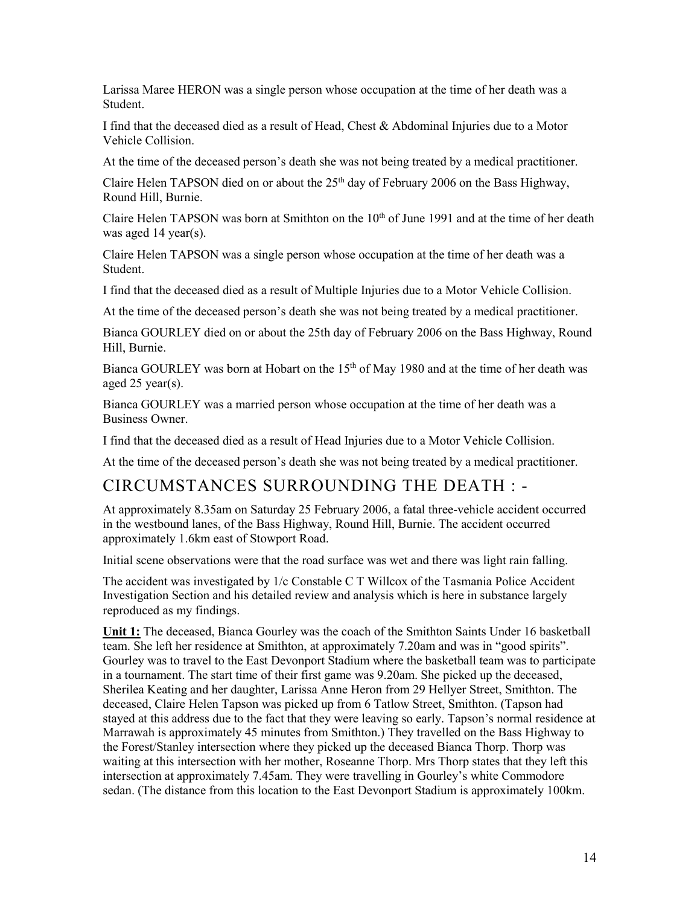Larissa Maree HERON was a single person whose occupation at the time of her death was a Student.

I find that the deceased died as a result of Head, Chest & Abdominal Injuries due to a Motor Vehicle Collision.

At the time of the deceased person's death she was not being treated by a medical practitioner.

Claire Helen TAPSON died on or about the 25th day of February 2006 on the Bass Highway, Round Hill, Burnie.

Claire Helen TAPSON was born at Smithton on the 10th of June 1991 and at the time of her death was aged 14 year(s).

Claire Helen TAPSON was a single person whose occupation at the time of her death was a Student.

I find that the deceased died as a result of Multiple Injuries due to a Motor Vehicle Collision.

At the time of the deceased person's death she was not being treated by a medical practitioner.

Bianca GOURLEY died on or about the 25th day of February 2006 on the Bass Highway, Round Hill, Burnie.

Bianca GOURLEY was born at Hobart on the 15th of May 1980 and at the time of her death was aged 25 year(s).

Bianca GOURLEY was a married person whose occupation at the time of her death was a Business Owner.

I find that the deceased died as a result of Head Injuries due to a Motor Vehicle Collision.

At the time of the deceased person's death she was not being treated by a medical practitioner.

## CIRCUMSTANCES SURROUNDING THE DEATH : -

At approximately 8.35am on Saturday 25 February 2006, a fatal three-vehicle accident occurred in the westbound lanes, of the Bass Highway, Round Hill, Burnie. The accident occurred approximately 1.6km east of Stowport Road.

Initial scene observations were that the road surface was wet and there was light rain falling.

The accident was investigated by 1/c Constable C T Willcox of the Tasmania Police Accident Investigation Section and his detailed review and analysis which is here in substance largely reproduced as my findings.

**Unit 1:** The deceased, Bianca Gourley was the coach of the Smithton Saints Under 16 basketball team. She left her residence at Smithton, at approximately 7.20am and was in "good spirits". Gourley was to travel to the East Devonport Stadium where the basketball team was to participate in a tournament. The start time of their first game was 9.20am. She picked up the deceased, Sherilea Keating and her daughter, Larissa Anne Heron from 29 Hellyer Street, Smithton. The deceased, Claire Helen Tapson was picked up from 6 Tatlow Street, Smithton. (Tapson had stayed at this address due to the fact that they were leaving so early. Tapson's normal residence at Marrawah is approximately 45 minutes from Smithton.) They travelled on the Bass Highway to the Forest/Stanley intersection where they picked up the deceased Bianca Thorp. Thorp was waiting at this intersection with her mother, Roseanne Thorp. Mrs Thorp states that they left this intersection at approximately 7.45am. They were travelling in Gourley's white Commodore sedan. (The distance from this location to the East Devonport Stadium is approximately 100km.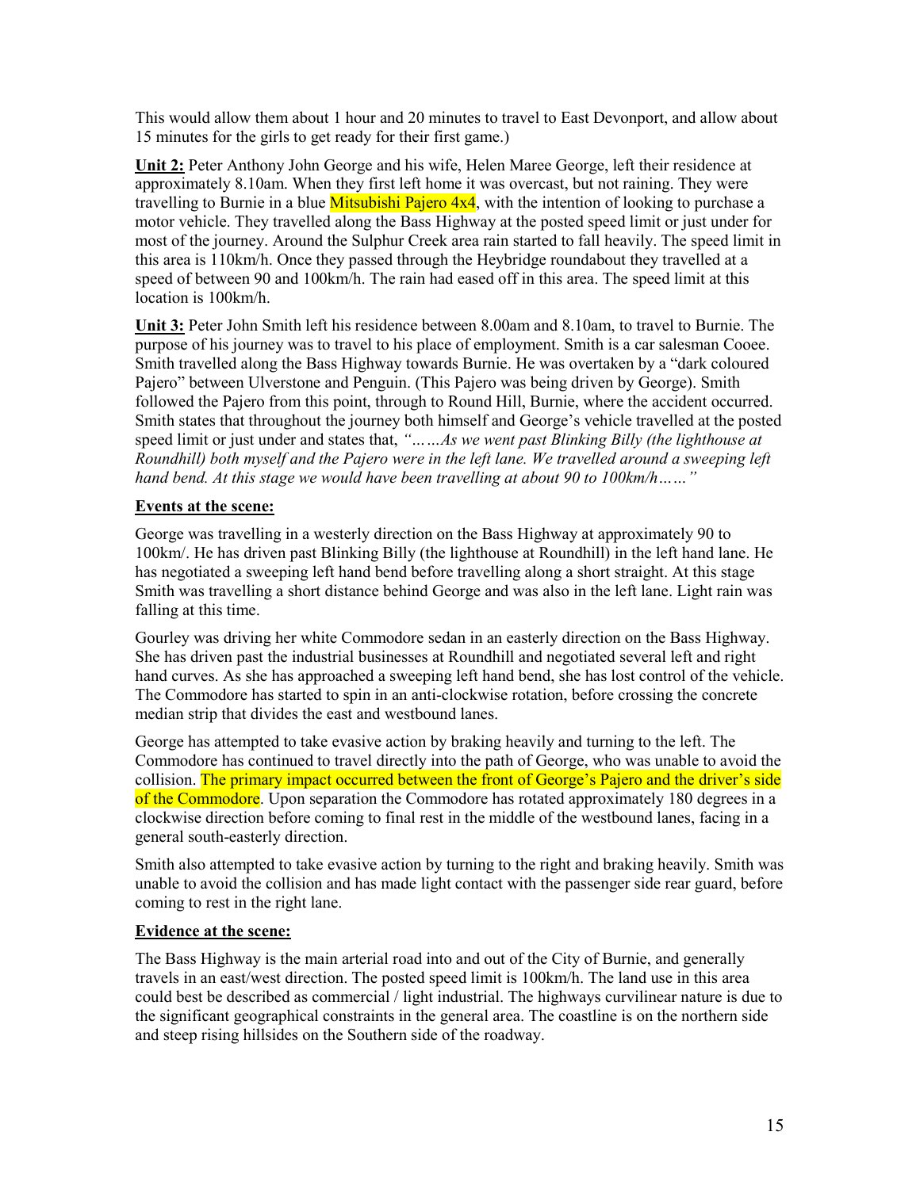This would allow them about 1 hour and 20 minutes to travel to East Devonport, and allow about 15 minutes for the girls to get ready for their first game.)

**Unit 2:** Peter Anthony John George and his wife, Helen Maree George, left their residence at approximately 8.10am. When they first left home it was overcast, but not raining. They were travelling to Burnie in a blue Mitsubishi Pajero 4x4, with the intention of looking to purchase a motor vehicle. They travelled along the Bass Highway at the posted speed limit or just under for most of the journey. Around the Sulphur Creek area rain started to fall heavily. The speed limit in this area is 110km/h. Once they passed through the Heybridge roundabout they travelled at a speed of between 90 and 100km/h. The rain had eased off in this area. The speed limit at this location is 100km/h.

**Unit 3:** Peter John Smith left his residence between 8.00am and 8.10am, to travel to Burnie. The purpose of his journey was to travel to his place of employment. Smith is a car salesman Cooee. Smith travelled along the Bass Highway towards Burnie. He was overtaken by a "dark coloured Pajero" between Ulverstone and Penguin. (This Pajero was being driven by George). Smith followed the Pajero from this point, through to Round Hill, Burnie, where the accident occurred. Smith states that throughout the journey both himself and George's vehicle travelled at the posted speed limit or just under and states that, *"……As we went past Blinking Billy (the lighthouse at Roundhill) both myself and the Pajero were in the left lane. We travelled around a sweeping left hand bend. At this stage we would have been travelling at about 90 to 100km/h……"*

**Events at the scene:**

George was travelling in a westerly direction on the Bass Highway at approximately 90 to 100km/. He has driven past Blinking Billy (the lighthouse at Roundhill) in the left hand lane. He has negotiated a sweeping left hand bend before travelling along a short straight. At this stage Smith was travelling a short distance behind George and was also in the left lane. Light rain was falling at this time.

Gourley was driving her white Commodore sedan in an easterly direction on the Bass Highway. She has driven past the industrial businesses at Roundhill and negotiated several left and right hand curves. As she has approached a sweeping left hand bend, she has lost control of the vehicle. The Commodore has started to spin in an anti-clockwise rotation, before crossing the concrete median strip that divides the east and westbound lanes.

George has attempted to take evasive action by braking heavily and turning to the left. The Commodore has continued to travel directly into the path of George, who was unable to avoid the collision. The primary impact occurred between the front of George's Pajero and the driver's side of the Commodore. Upon separation the Commodore has rotated approximately 180 degrees in a clockwise direction before coming to final rest in the middle of the westbound lanes, facing in a general south-easterly direction.

Smith also attempted to take evasive action by turning to the right and braking heavily. Smith was unable to avoid the collision and has made light contact with the passenger side rear guard, before coming to rest in the right lane.

**Evidence at the scene:**

The Bass Highway is the main arterial road into and out of the City of Burnie, and generally travels in an east/west direction. The posted speed limit is 100km/h. The land use in this area could best be described as commercial / light industrial. The highways curvilinear nature is due to the significant geographical constraints in the general area. The coastline is on the northern side and steep rising hillsides on the Southern side of the roadway.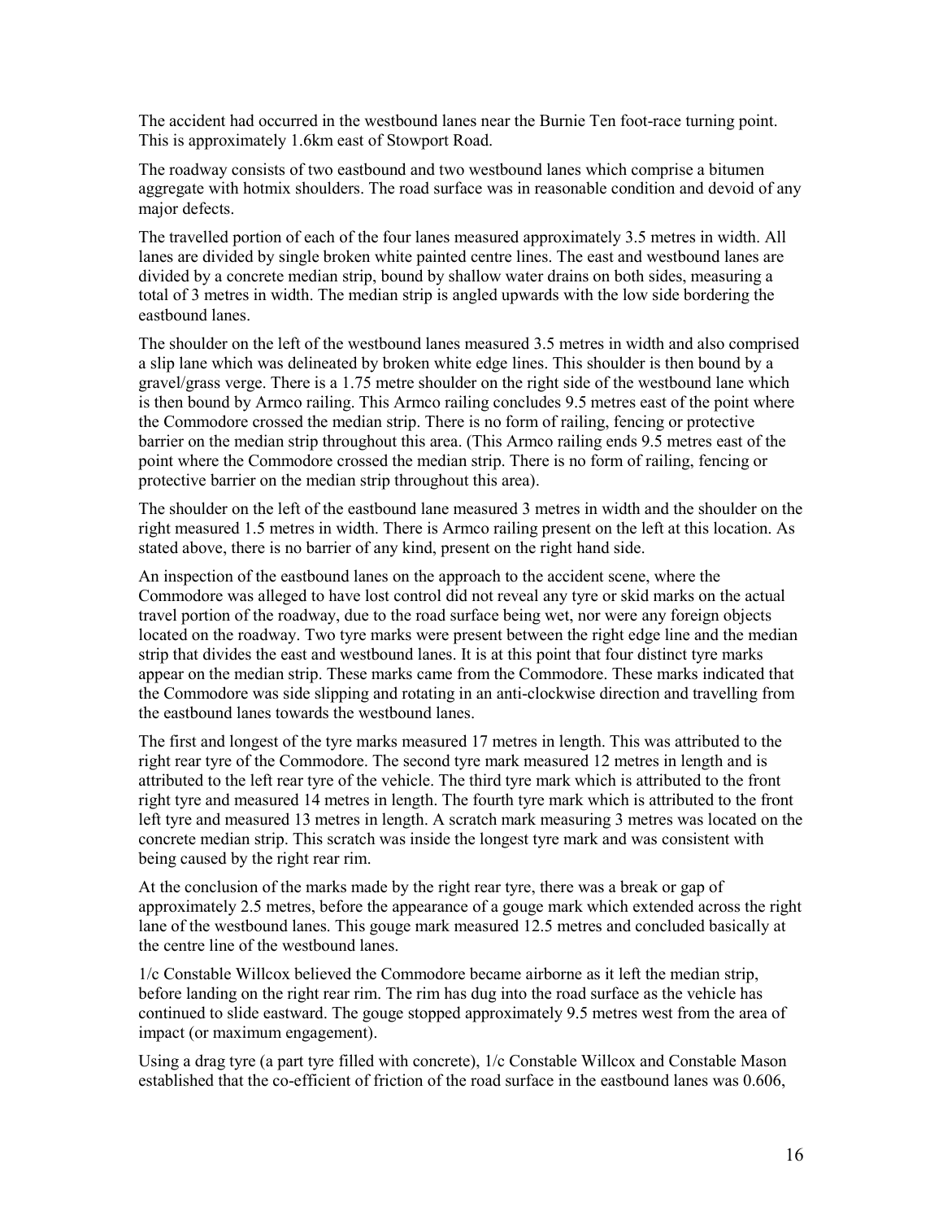The accident had occurred in the westbound lanes near the Burnie Ten foot-race turning point. This is approximately 1.6km east of Stowport Road.

The roadway consists of two eastbound and two westbound lanes which comprise a bitumen aggregate with hotmix shoulders. The road surface was in reasonable condition and devoid of any major defects.

The travelled portion of each of the four lanes measured approximately 3.5 metres in width. All lanes are divided by single broken white painted centre lines. The east and westbound lanes are divided by a concrete median strip, bound by shallow water drains on both sides, measuring a total of 3 metres in width. The median strip is angled upwards with the low side bordering the eastbound lanes.

The shoulder on the left of the westbound lanes measured 3.5 metres in width and also comprised a slip lane which was delineated by broken white edge lines. This shoulder is then bound by a gravel/grass verge. There is a 1.75 metre shoulder on the right side of the westbound lane which is then bound by Armco railing. This Armco railing concludes 9.5 metres east of the point where the Commodore crossed the median strip. There is no form of railing, fencing or protective barrier on the median strip throughout this area. (This Armco railing ends 9.5 metres east of the point where the Commodore crossed the median strip. There is no form of railing, fencing or protective barrier on the median strip throughout this area).

The shoulder on the left of the eastbound lane measured 3 metres in width and the shoulder on the right measured 1.5 metres in width. There is Armco railing present on the left at this location. As stated above, there is no barrier of any kind, present on the right hand side.

An inspection of the eastbound lanes on the approach to the accident scene, where the Commodore was alleged to have lost control did not reveal any tyre or skid marks on the actual travel portion of the roadway, due to the road surface being wet, nor were any foreign objects located on the roadway. Two tyre marks were present between the right edge line and the median strip that divides the east and westbound lanes. It is at this point that four distinct tyre marks appear on the median strip. These marks came from the Commodore. These marks indicated that the Commodore was side slipping and rotating in an anti-clockwise direction and travelling from the eastbound lanes towards the westbound lanes.

The first and longest of the tyre marks measured 17 metres in length. This was attributed to the right rear tyre of the Commodore. The second tyre mark measured 12 metres in length and is attributed to the left rear tyre of the vehicle. The third tyre mark which is attributed to the front right tyre and measured 14 metres in length. The fourth tyre mark which is attributed to the front left tyre and measured 13 metres in length. A scratch mark measuring 3 metres was located on the concrete median strip. This scratch was inside the longest tyre mark and was consistent with being caused by the right rear rim.

At the conclusion of the marks made by the right rear tyre, there was a break or gap of approximately 2.5 metres, before the appearance of a gouge mark which extended across the right lane of the westbound lanes. This gouge mark measured 12.5 metres and concluded basically at the centre line of the westbound lanes.

1/c Constable Willcox believed the Commodore became airborne as it left the median strip, before landing on the right rear rim. The rim has dug into the road surface as the vehicle has continued to slide eastward. The gouge stopped approximately 9.5 metres west from the area of impact (or maximum engagement).

Using a drag tyre (a part tyre filled with concrete), 1/c Constable Willcox and Constable Mason established that the co-efficient of friction of the road surface in the eastbound lanes was 0.606,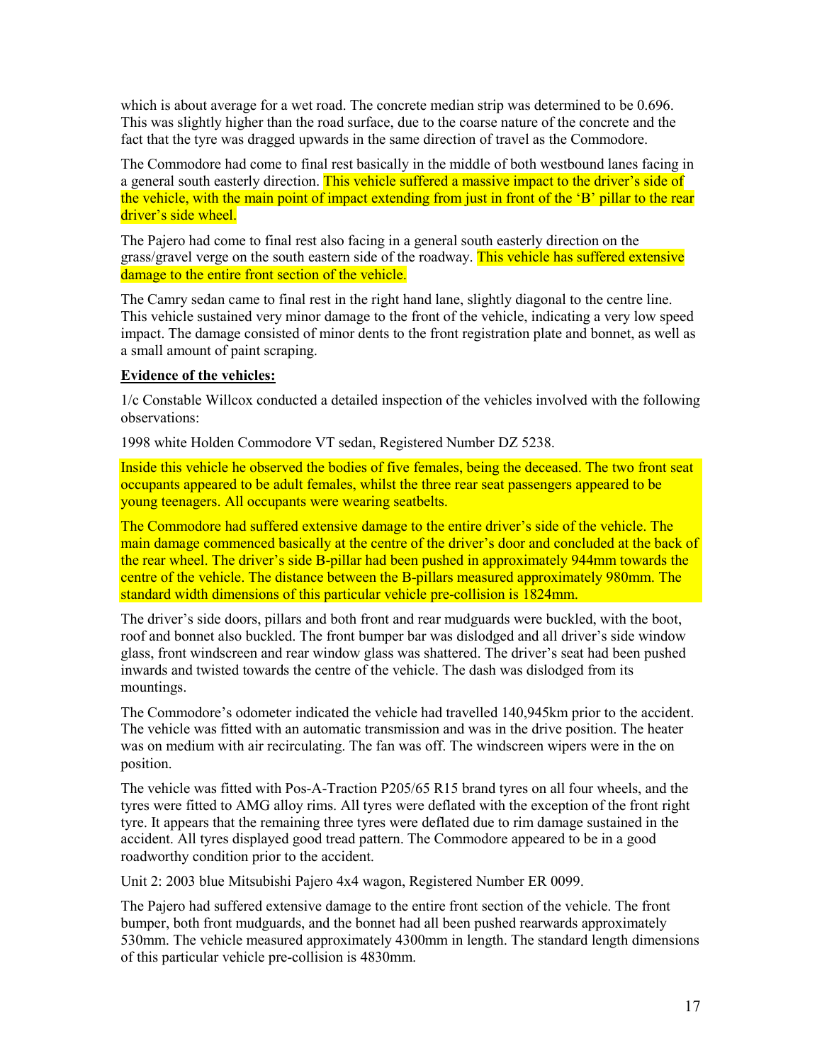which is about average for a wet road. The concrete median strip was determined to be 0.696. This was slightly higher than the road surface, due to the coarse nature of the concrete and the fact that the tyre was dragged upwards in the same direction of travel as the Commodore.

The Commodore had come to final rest basically in the middle of both westbound lanes facing in a general south easterly direction. This vehicle suffered a massive impact to the driver's side of the vehicle, with the main point of impact extending from just in front of the 'B' pillar to the rear driver's side wheel.

The Pajero had come to final rest also facing in a general south easterly direction on the grass/gravel verge on the south eastern side of the roadway. This vehicle has suffered extensive damage to the entire front section of the vehicle.

The Camry sedan came to final rest in the right hand lane, slightly diagonal to the centre line. This vehicle sustained very minor damage to the front of the vehicle, indicating a very low speed impact. The damage consisted of minor dents to the front registration plate and bonnet, as well as a small amount of paint scraping.

**Evidence of the vehicles:**

1/c Constable Willcox conducted a detailed inspection of the vehicles involved with the following observations:

1998 white Holden Commodore VT sedan, Registered Number DZ 5238.

Inside this vehicle he observed the bodies of five females, being the deceased. The two front seat occupants appeared to be adult females, whilst the three rear seat passengers appeared to be young teenagers. All occupants were wearing seatbelts.

The Commodore had suffered extensive damage to the entire driver's side of the vehicle. The main damage commenced basically at the centre of the driver's door and concluded at the back of the rear wheel. The driver's side B-pillar had been pushed in approximately 944mm towards the centre of the vehicle. The distance between the B-pillars measured approximately 980mm. The standard width dimensions of this particular vehicle pre-collision is 1824mm.

The driver's side doors, pillars and both front and rear mudguards were buckled, with the boot, roof and bonnet also buckled. The front bumper bar was dislodged and all driver's side window glass, front windscreen and rear window glass was shattered. The driver's seat had been pushed inwards and twisted towards the centre of the vehicle. The dash was dislodged from its mountings.

The Commodore's odometer indicated the vehicle had travelled 140,945km prior to the accident. The vehicle was fitted with an automatic transmission and was in the drive position. The heater was on medium with air recirculating. The fan was off. The windscreen wipers were in the on position.

The vehicle was fitted with Pos-A-Traction P205/65 R15 brand tyres on all four wheels, and the tyres were fitted to AMG alloy rims. All tyres were deflated with the exception of the front right tyre. It appears that the remaining three tyres were deflated due to rim damage sustained in the accident. All tyres displayed good tread pattern. The Commodore appeared to be in a good roadworthy condition prior to the accident.

Unit 2: 2003 blue Mitsubishi Pajero 4x4 wagon, Registered Number ER 0099.

The Pajero had suffered extensive damage to the entire front section of the vehicle. The front bumper, both front mudguards, and the bonnet had all been pushed rearwards approximately 530mm. The vehicle measured approximately 4300mm in length. The standard length dimensions of this particular vehicle pre-collision is 4830mm.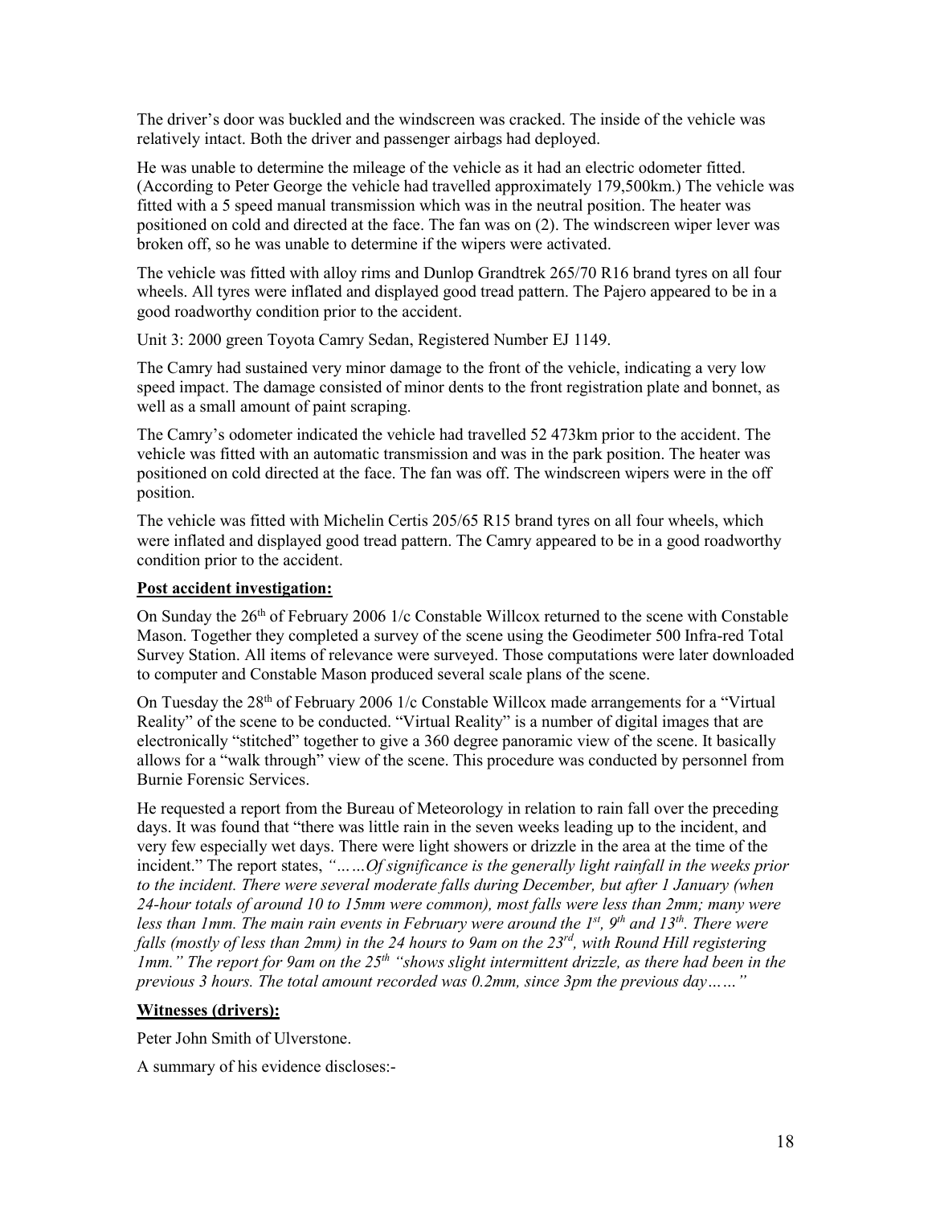The driver's door was buckled and the windscreen was cracked. The inside of the vehicle was relatively intact. Both the driver and passenger airbags had deployed.

He was unable to determine the mileage of the vehicle as it had an electric odometer fitted. (According to Peter George the vehicle had travelled approximately 179,500km.) The vehicle was fitted with a 5 speed manual transmission which was in the neutral position. The heater was positioned on cold and directed at the face. The fan was on (2). The windscreen wiper lever was broken off, so he was unable to determine if the wipers were activated.

The vehicle was fitted with alloy rims and Dunlop Grandtrek 265/70 R16 brand tyres on all four wheels. All tyres were inflated and displayed good tread pattern. The Pajero appeared to be in a good roadworthy condition prior to the accident.

Unit 3: 2000 green Toyota Camry Sedan, Registered Number EJ 1149.

The Camry had sustained very minor damage to the front of the vehicle, indicating a very low speed impact. The damage consisted of minor dents to the front registration plate and bonnet, as well as a small amount of paint scraping.

The Camry's odometer indicated the vehicle had travelled 52 473km prior to the accident. The vehicle was fitted with an automatic transmission and was in the park position. The heater was positioned on cold directed at the face. The fan was off. The windscreen wipers were in the off position.

The vehicle was fitted with Michelin Certis 205/65 R15 brand tyres on all four wheels, which were inflated and displayed good tread pattern. The Camry appeared to be in a good roadworthy condition prior to the accident.

**Post accident investigation:**

On Sunday the 26th of February 2006 1/c Constable Willcox returned to the scene with Constable Mason. Together they completed a survey of the scene using the Geodimeter 500 Infra-red Total Survey Station. All items of relevance were surveyed. Those computations were later downloaded to computer and Constable Mason produced several scale plans of the scene.

On Tuesday the 28th of February 2006 1/c Constable Willcox made arrangements for a "Virtual Reality" of the scene to be conducted. "Virtual Reality" is a number of digital images that are electronically "stitched" together to give a 360 degree panoramic view of the scene. It basically allows for a "walk through" view of the scene. This procedure was conducted by personnel from Burnie Forensic Services.

He requested a report from the Bureau of Meteorology in relation to rain fall over the preceding days. It was found that "there was little rain in the seven weeks leading up to the incident, and very few especially wet days. There were light showers or drizzle in the area at the time of the incident." The report states, *"……Of significance is the generally light rainfall in the weeks prior to the incident. There were several moderate falls during December, but after 1 January (when 24-hour totals of around 10 to 15mm were common), most falls were less than 2mm; many were less than 1mm. The main rain events in February were around the 1st, 9th and 13th. There were falls (mostly of less than 2mm) in the 24 hours to 9am on the 23rd, with Round Hill registering 1mm."* The report for 9am on the 25th *"shows slight intermittent drizzle, as there had been in the previous 3 hours. The total amount recorded was 0.2mm, since 3pm the previous day……"*

**Witnesses (drivers):**

Peter John Smith of Ulverstone.

A summary of his evidence discloses:-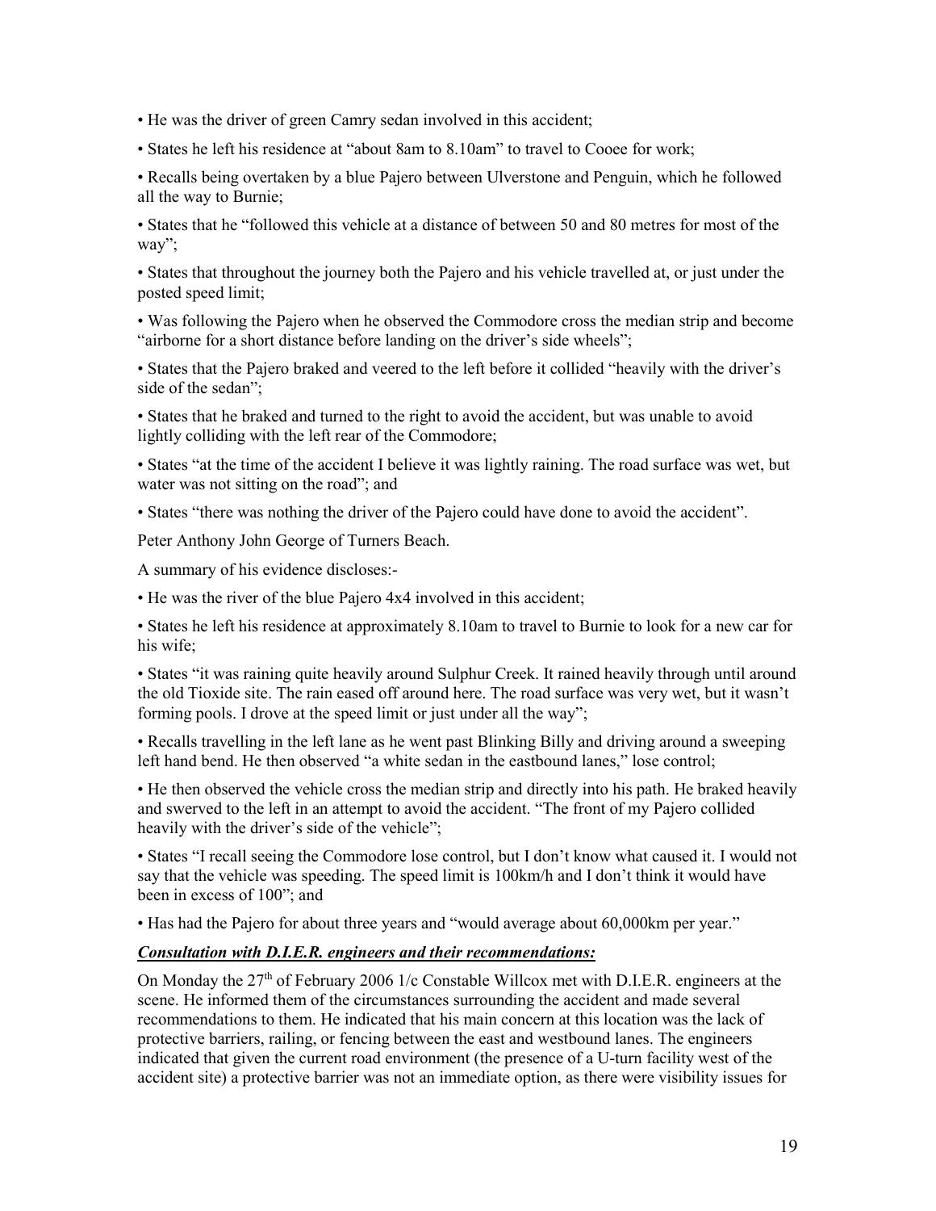- He was the driver of green Camry sedan involved in this accident;
- States he left his residence at "about 8am to 8.10am" to travel to Cooee for work;
- Recalls being overtaken by a blue Pajero between Ulverstone and Penguin, which he followed all the way to Burnie;
- States that he "followed this vehicle at a distance of between 50 and 80 metres for most of the way";
- States that throughout the journey both the Pajero and his vehicle travelled at, or just under the posted speed limit;
- Was following the Pajero when he observed the Commodore cross the median strip and become "airborne for a short distance before landing on the driver's side wheels";
- States that the Pajero braked and veered to the left before it collided "heavily with the driver's side of the sedan";
- States that he braked and turned to the right to avoid the accident, but was unable to avoid lightly colliding with the left rear of the Commodore;
- States "at the time of the accident I believe it was lightly raining. The road surface was wet, but water was not sitting on the road"; and
- States "there was nothing the driver of the Pajero could have done to avoid the accident".

Peter Anthony John George of Turners Beach.

A summary of his evidence discloses:-

- He was the river of the blue Pajero 4x4 involved in this accident;
- States he left his residence at approximately 8.10am to travel to Burnie to look for a new car for his wife;
- States "it was raining quite heavily around Sulphur Creek. It rained heavily through until around the old Tioxide site. The rain eased off around here. The road surface was very wet, but it wasn't forming pools. I drove at the speed limit or just under all the way";
- Recalls travelling in the left lane as he went past Blinking Billy and driving around a sweeping left hand bend. He then observed "a white sedan in the eastbound lanes," lose control;
- He then observed the vehicle cross the median strip and directly into his path. He braked heavily and swerved to the left in an attempt to avoid the accident. "The front of my Pajero collided heavily with the driver's side of the vehicle";
- States "I recall seeing the Commodore lose control, but I don't know what caused it. I would not say that the vehicle was speeding. The speed limit is 100km/h and I don't think it would have been in excess of 100"; and
- Has had the Pajero for about three years and "would average about 60,000km per year."

***Consultation with D.I.E.R. engineers and their recommendations:***

On Monday the 27th of February 2006 1/c Constable Willcox met with D.I.E.R. engineers at the scene. He informed them of the circumstances surrounding the accident and made several recommendations to them. He indicated that his main concern at this location was the lack of protective barriers, railing, or fencing between the east and westbound lanes. The engineers indicated that given the current road environment (the presence of a U-turn facility west of the accident site) a protective barrier was not an immediate option, as there were visibility issues for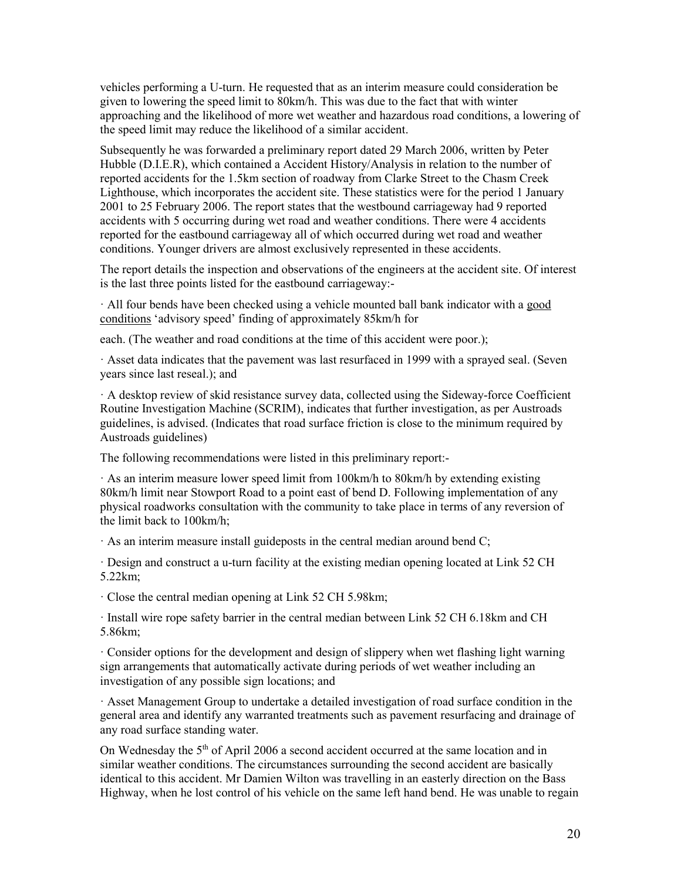vehicles performing a U-turn. He requested that as an interim measure could consideration be given to lowering the speed limit to 80km/h. This was due to the fact that with winter approaching and the likelihood of more wet weather and hazardous road conditions, a lowering of the speed limit may reduce the likelihood of a similar accident.

Subsequently he was forwarded a preliminary report dated 29 March 2006, written by Peter Hubble (D.I.E.R), which contained a Accident History/Analysis in relation to the number of reported accidents for the 1.5km section of roadway from Clarke Street to the Chasm Creek Lighthouse, which incorporates the accident site. These statistics were for the period 1 January 2001 to 25 February 2006. The report states that the westbound carriageway had 9 reported accidents with 5 occurring during wet road and weather conditions. There were 4 accidents reported for the eastbound carriageway all of which occurred during wet road and weather conditions. Younger drivers are almost exclusively represented in these accidents.

The report details the inspection and observations of the engineers at the accident site. Of interest is the last three points listed for the eastbound carriageway:-

· All four bends have been checked using a vehicle mounted ball bank indicator with a good conditions 'advisory speed' finding of approximately 85km/h for each. (The weather and road conditions at the time of this accident were poor.);

· Asset data indicates that the pavement was last resurfaced in 1999 with a sprayed seal. (Seven years since last reseal.); and

· A desktop review of skid resistance survey data, collected using the Sideway-force Coefficient Routine Investigation Machine (SCRIM), indicates that further investigation, as per Austroads guidelines, is advised. (Indicates that road surface friction is close to the minimum required by Austroads guidelines)

The following recommendations were listed in this preliminary report:-

· As an interim measure lower speed limit from 100km/h to 80km/h by extending existing 80km/h limit near Stowport Road to a point east of bend D. Following implementation of any physical roadworks consultation with the community to take place in terms of any reversion of the limit back to 100km/h;

· As an interim measure install guideposts in the central median around bend C;

· Design and construct a u-turn facility at the existing median opening located at Link 52 CH 5.22km;

· Close the central median opening at Link 52 CH 5.98km;

· Install wire rope safety barrier in the central median between Link 52 CH 6.18km and CH 5.86km;

· Consider options for the development and design of slippery when wet flashing light warning sign arrangements that automatically activate during periods of wet weather including an investigation of any possible sign locations; and

· Asset Management Group to undertake a detailed investigation of road surface condition in the general area and identify any warranted treatments such as pavement resurfacing and drainage of any road surface standing water.

On Wednesday the 5th of April 2006 a second accident occurred at the same location and in similar weather conditions. The circumstances surrounding the second accident are basically identical to this accident. Mr Damien Wilton was travelling in an easterly direction on the Bass Highway, when he lost control of his vehicle on the same left hand bend. He was unable to regain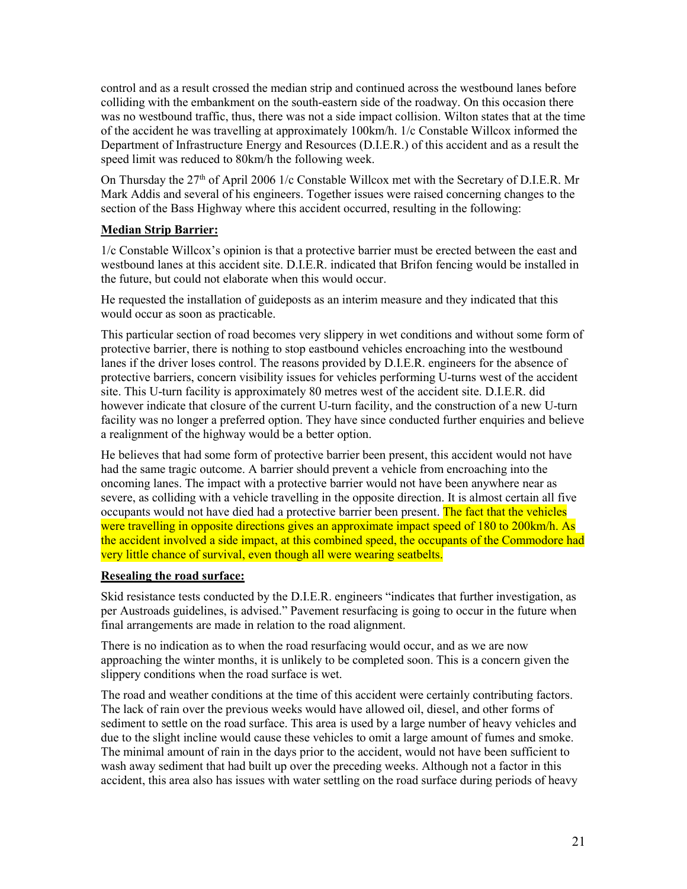control and as a result crossed the median strip and continued across the westbound lanes before colliding with the embankment on the south-eastern side of the roadway. On this occasion there was no westbound traffic, thus, there was not a side impact collision. Wilton states that at the time of the accident he was travelling at approximately 100km/h. 1/c Constable Willcox informed the Department of Infrastructure Energy and Resources (D.I.E.R.) of this accident and as a result the speed limit was reduced to 80km/h the following week.

On Thursday the 27th of April 2006 1/c Constable Willcox met with the Secretary of D.I.E.R. Mr Mark Addis and several of his engineers. Together issues were raised concerning changes to the section of the Bass Highway where this accident occurred, resulting in the following:

**Median Strip Barrier:**

1/c Constable Willcox's opinion is that a protective barrier must be erected between the east and westbound lanes at this accident site. D.I.E.R. indicated that Brifon fencing would be installed in the future, but could not elaborate when this would occur.

He requested the installation of guideposts as an interim measure and they indicated that this would occur as soon as practicable.

This particular section of road becomes very slippery in wet conditions and without some form of protective barrier, there is nothing to stop eastbound vehicles encroaching into the westbound lanes if the driver loses control. The reasons provided by D.I.E.R. engineers for the absence of protective barriers, concern visibility issues for vehicles performing U-turns west of the accident site. This U-turn facility is approximately 80 metres west of the accident site. D.I.E.R. did however indicate that closure of the current U-turn facility, and the construction of a new U-turn facility was no longer a preferred option. They have since conducted further enquiries and believe a realignment of the highway would be a better option.

He believes that had some form of protective barrier been present, this accident would not have had the same tragic outcome. A barrier should prevent a vehicle from encroaching into the oncoming lanes. The impact with a protective barrier would not have been anywhere near as severe, as colliding with a vehicle travelling in the opposite direction. It is almost certain all five occupants would not have died had a protective barrier been present. The fact that the vehicles were travelling in opposite directions gives an approximate impact speed of 180 to 200km/h. As the accident involved a side impact, at this combined speed, the occupants of the Commodore had very little chance of survival, even though all were wearing seatbelts.

**Resealing the road surface:**

Skid resistance tests conducted by the D.I.E.R. engineers "indicates that further investigation, as per Austroads guidelines, is advised." Pavement resurfacing is going to occur in the future when final arrangements are made in relation to the road alignment.

There is no indication as to when the road resurfacing would occur, and as we are now approaching the winter months, it is unlikely to be completed soon. This is a concern given the slippery conditions when the road surface is wet.

The road and weather conditions at the time of this accident were certainly contributing factors. The lack of rain over the previous weeks would have allowed oil, diesel, and other forms of sediment to settle on the road surface. This area is used by a large number of heavy vehicles and due to the slight incline would cause these vehicles to omit a large amount of fumes and smoke. The minimal amount of rain in the days prior to the accident, would not have been sufficient to wash away sediment that had built up over the preceding weeks. Although not a factor in this accident, this area also has issues with water settling on the road surface during periods of heavy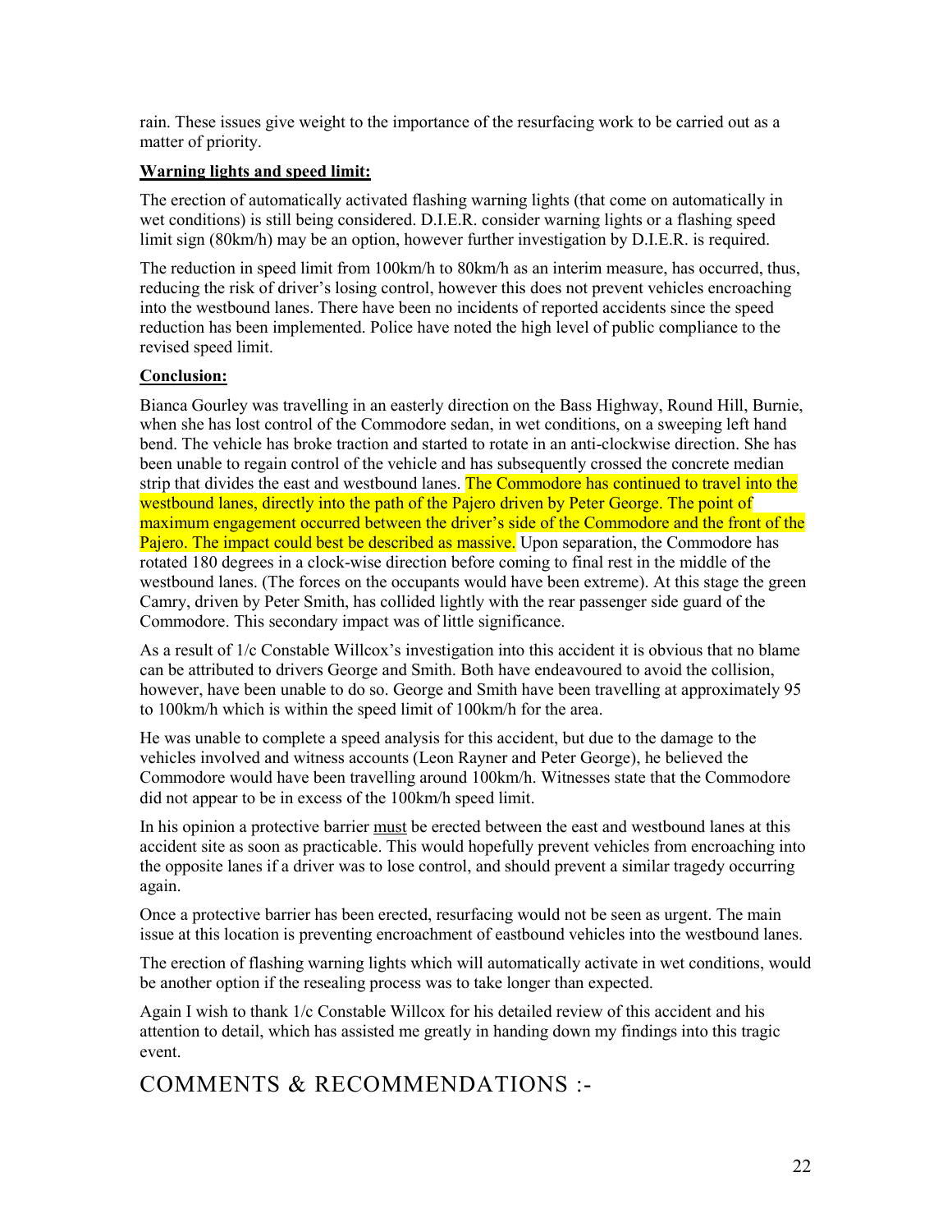rain. These issues give weight to the importance of the resurfacing work to be carried out as a matter of priority.

**Warning lights and speed limit:**

The erection of automatically activated flashing warning lights (that come on automatically in wet conditions) is still being considered. D.I.E.R. consider warning lights or a flashing speed limit sign (80km/h) may be an option, however further investigation by D.I.E.R. is required.

The reduction in speed limit from 100km/h to 80km/h as an interim measure, has occurred, thus, reducing the risk of driver's losing control, however this does not prevent vehicles encroaching into the westbound lanes. There have been no incidents of reported accidents since the speed reduction has been implemented. Police have noted the high level of public compliance to the revised speed limit.

**Conclusion:**

Bianca Gourley was travelling in an easterly direction on the Bass Highway, Round Hill, Burnie, when she has lost control of the Commodore sedan, in wet conditions, on a sweeping left hand bend. The vehicle has broke traction and started to rotate in an anti-clockwise direction. She has been unable to regain control of the vehicle and has subsequently crossed the concrete median strip that divides the east and westbound lanes. The Commodore has continued to travel into the westbound lanes, directly into the path of the Pajero driven by Peter George. The point of maximum engagement occurred between the driver's side of the Commodore and the front of the Pajero. The impact could best be described as massive. Upon separation, the Commodore has rotated 180 degrees in a clock-wise direction before coming to final rest in the middle of the westbound lanes. (The forces on the occupants would have been extreme). At this stage the green Camry, driven by Peter Smith, has collided lightly with the rear passenger side guard of the Commodore. This secondary impact was of little significance.

As a result of 1/c Constable Willcox's investigation into this accident it is obvious that no blame can be attributed to drivers George and Smith. Both have endeavoured to avoid the collision, however, have been unable to do so. George and Smith have been travelling at approximately 95 to 100km/h which is within the speed limit of 100km/h for the area.

He was unable to complete a speed analysis for this accident, but due to the damage to the vehicles involved and witness accounts (Leon Rayner and Peter George), he believed the Commodore would have been travelling around 100km/h. Witnesses state that the Commodore did not appear to be in excess of the 100km/h speed limit.

In his opinion a protective barrier must be erected between the east and westbound lanes at this accident site as soon as practicable. This would hopefully prevent vehicles from encroaching into the opposite lanes if a driver was to lose control, and should prevent a similar tragedy occurring again.

Once a protective barrier has been erected, resurfacing would not be seen as urgent. The main issue at this location is preventing encroachment of eastbound vehicles into the westbound lanes.

The erection of flashing warning lights which will automatically activate in wet conditions, would be another option if the resealing process was to take longer than expected.

Again I wish to thank 1/c Constable Willcox for his detailed review of this accident and his attention to detail, which has assisted me greatly in handing down my findings into this tragic event.

# COMMENTS & RECOMMENDATIONS :-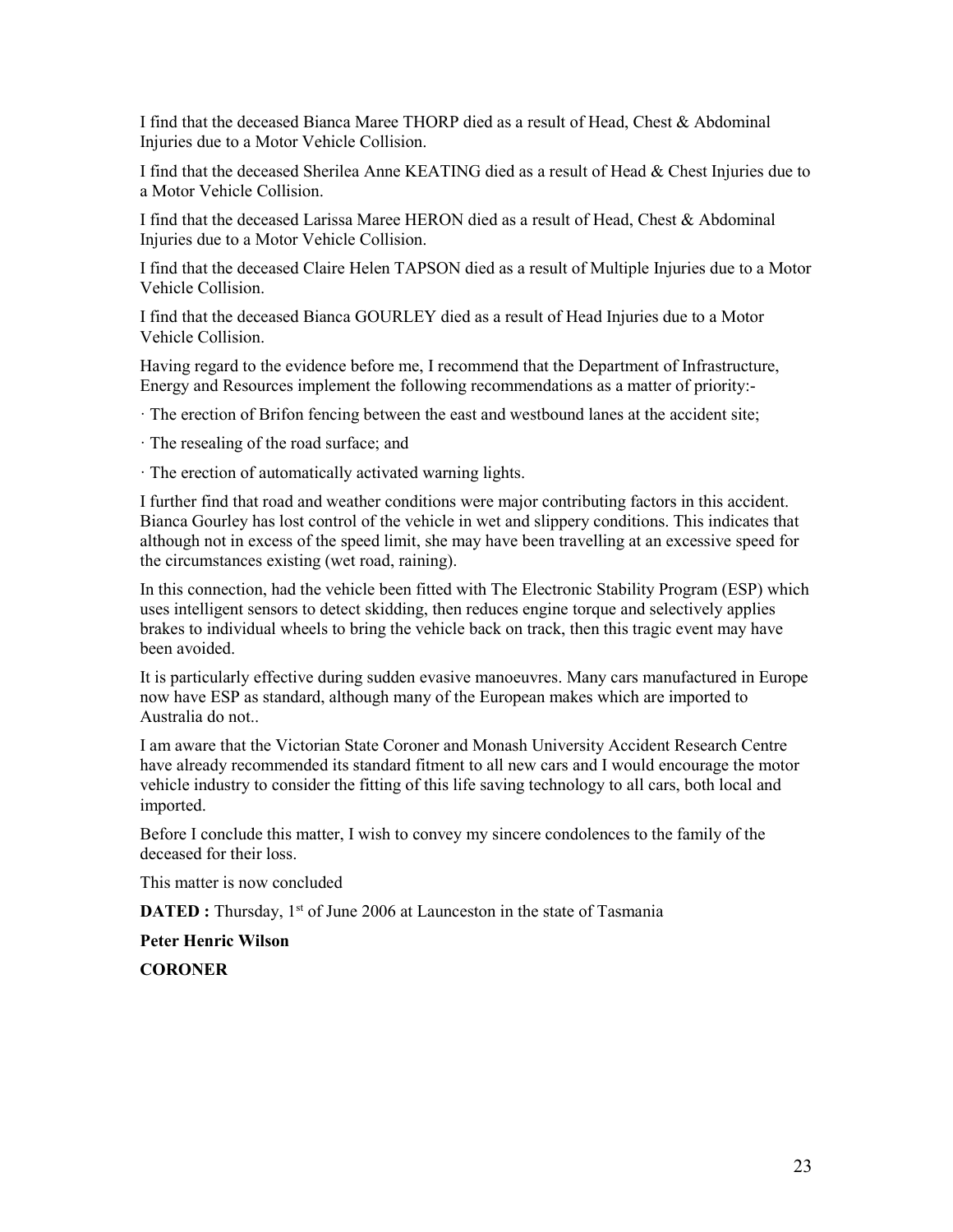I find that the deceased Bianca Maree THORP died as a result of Head, Chest & Abdominal Injuries due to a Motor Vehicle Collision.

I find that the deceased Sherilea Anne KEATING died as a result of Head & Chest Injuries due to a Motor Vehicle Collision.

I find that the deceased Larissa Maree HERON died as a result of Head, Chest & Abdominal Injuries due to a Motor Vehicle Collision.

I find that the deceased Claire Helen TAPSON died as a result of Multiple Injuries due to a Motor Vehicle Collision.

I find that the deceased Bianca GOURLEY died as a result of Head Injuries due to a Motor Vehicle Collision.

Having regard to the evidence before me, I recommend that the Department of Infrastructure, Energy and Resources implement the following recommendations as a matter of priority:-

· The erection of Brifon fencing between the east and westbound lanes at the accident site;

· The resealing of the road surface; and

· The erection of automatically activated warning lights.

I further find that road and weather conditions were major contributing factors in this accident. Bianca Gourley has lost control of the vehicle in wet and slippery conditions. This indicates that although not in excess of the speed limit, she may have been travelling at an excessive speed for the circumstances existing (wet road, raining).

In this connection, had the vehicle been fitted with The Electronic Stability Program (ESP) which uses intelligent sensors to detect skidding, then reduces engine torque and selectively applies brakes to individual wheels to bring the vehicle back on track, then this tragic event may have been avoided.

It is particularly effective during sudden evasive manoeuvres. Many cars manufactured in Europe now have ESP as standard, although many of the European makes which are imported to Australia do not..

I am aware that the Victorian State Coroner and Monash University Accident Research Centre have already recommended its standard fitment to all new cars and I would encourage the motor vehicle industry to consider the fitting of this life saving technology to all cars, both local and imported.

Before I conclude this matter, I wish to convey my sincere condolences to the family of the deceased for their loss.

This matter is now concluded

**DATED :** Thursday, 1st of June 2006 at Launceston in the state of Tasmania

**Peter Henric Wilson**

**CORONER**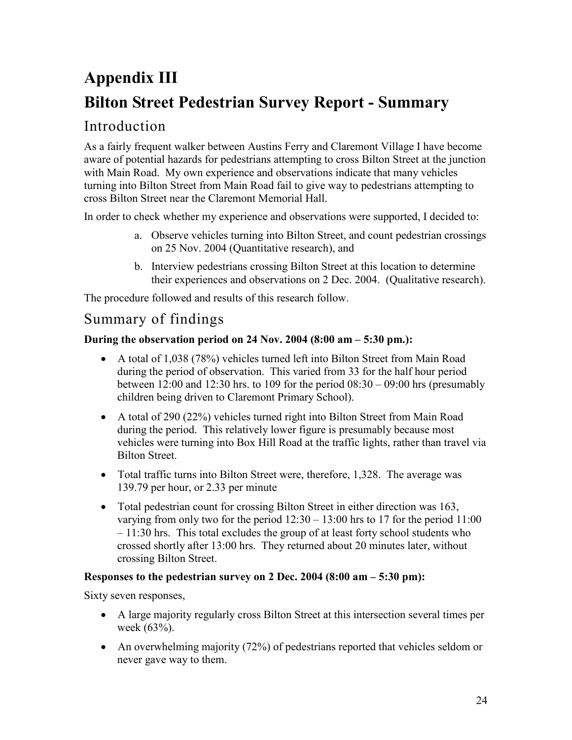# Appendix III

# Bilton Street Pedestrian Survey Report - Summary

## Introduction

As a fairly frequent walker between Austins Ferry and Claremont Village I have become aware of potential hazards for pedestrians attempting to cross Bilton Street at the junction with Main Road. My own experience and observations indicate that many vehicles turning into Bilton Street from Main Road fail to give way to pedestrians attempting to cross Bilton Street near the Claremont Memorial Hall.

In order to check whether my experience and observations were supported, I decided to:

a. Observe vehicles turning into Bilton Street, and count pedestrian crossings on 25 Nov. 2004 (Quantitative research), and

b. Interview pedestrians crossing Bilton Street at this location to determine their experiences and observations on 2 Dec. 2004. (Qualitative research).

The procedure followed and results of this research follow.

## Summary of findings

**During the observation period on 24 Nov. 2004 (8:00 am – 5:30 pm.):**

- A total of 1,038 (78%) vehicles turned left into Bilton Street from Main Road during the period of observation. This varied from 33 for the half hour period between 12:00 and 12:30 hrs. to 109 for the period 08:30 – 09:00 hrs (presumably children being driven to Claremont Primary School).
- A total of 290 (22%) vehicles turned right into Bilton Street from Main Road during the period. This relatively lower figure is presumably because most vehicles were turning into Box Hill Road at the traffic lights, rather than travel via Bilton Street.
- Total traffic turns into Bilton Street were, therefore, 1,328. The average was 139.79 per hour, or 2.33 per minute
- Total pedestrian count for crossing Bilton Street in either direction was 163, varying from only two for the period 12:30 – 13:00 hrs to 17 for the period 11:00 – 11:30 hrs. This total excludes the group of at least forty school students who crossed shortly after 13:00 hrs. They returned about 20 minutes later, without crossing Bilton Street.

**Responses to the pedestrian survey on 2 Dec. 2004 (8:00 am – 5:30 pm):**

Sixty seven responses,

- A large majority regularly cross Bilton Street at this intersection several times per week (63%).
- An overwhelming majority (72%) of pedestrians reported that vehicles seldom or never gave way to them.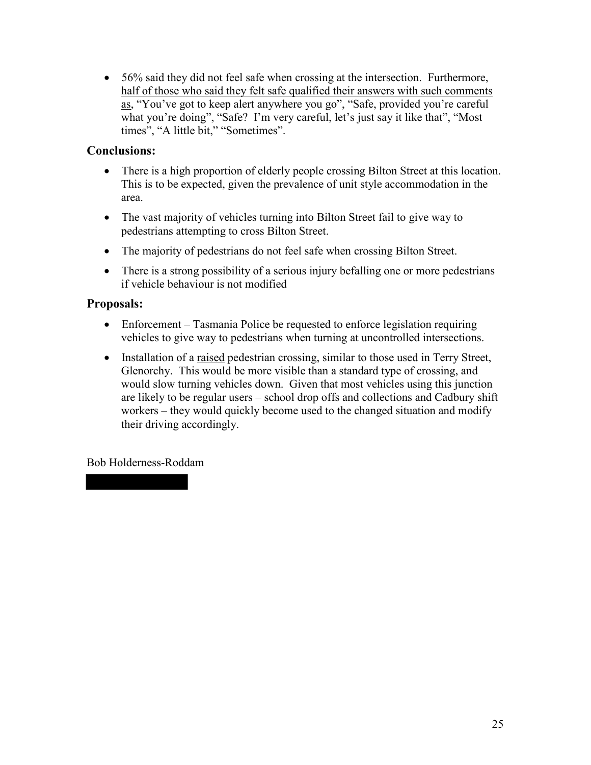- 56% said they did not feel safe when crossing at the intersection. Furthermore, <u>half of those who said they felt safe qualified their answers with such comments as</u>, "You've got to keep alert anywhere you go", "Safe, provided you're careful what you're doing", "Safe? I'm very careful, let's just say it like that", "Most times", "A little bit," "Sometimes".

## Conclusions:

- There is a high proportion of elderly people crossing Bilton Street at this location. This is to be expected, given the prevalence of unit style accommodation in the area.
- The vast majority of vehicles turning into Bilton Street fail to give way to pedestrians attempting to cross Bilton Street.
- The majority of pedestrians do not feel safe when crossing Bilton Street.
- There is a strong possibility of a serious injury befalling one or more pedestrians if vehicle behaviour is not modified

## Proposals:

- Enforcement – Tasmania Police be requested to enforce legislation requiring vehicles to give way to pedestrians when turning at uncontrolled intersections.
- Installation of a <u>raised</u> pedestrian crossing, similar to those used in Terry Street, Glenorchy. This would be more visible than a standard type of crossing, and would slow turning vehicles down. Given that most vehicles using this junction are likely to be regular users – school drop offs and collections and Cadbury shift workers – they would quickly become used to the changed situation and modify their driving accordingly.

Bob Holderness-Roddam